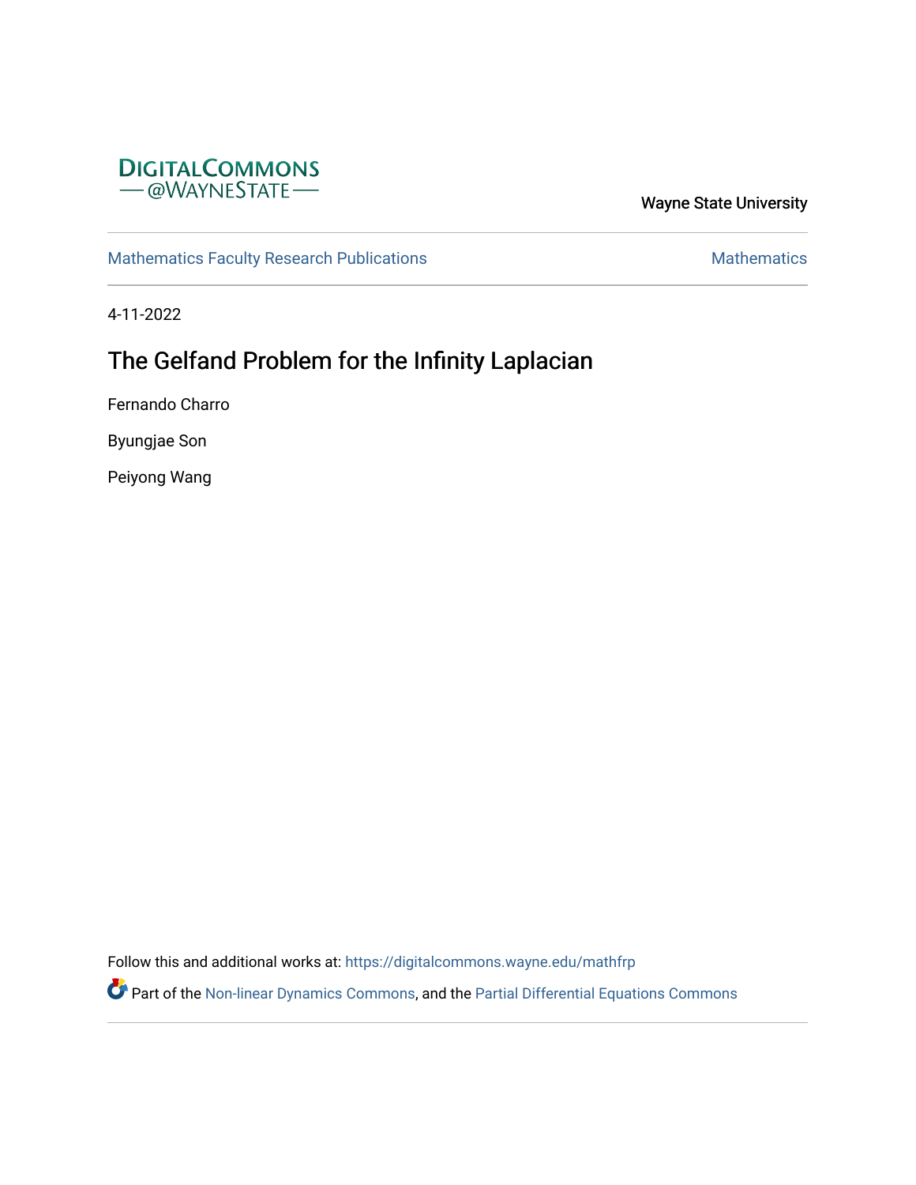DIGITALCOMMONS
— @WAYNESTATE —

Wayne State University

Mathematics Faculty Research Publications

Mathematics

4-11-2022

# The Gelfand Problem for the Infinity Laplacian

Fernando Charro

Byungjae Son

Peiyong Wang

Follow this and additional works at: https://digitalcommons.wayne.edu/mathfrp

Part of the Non-linear Dynamics Commons, and the Partial Differential Equations Commons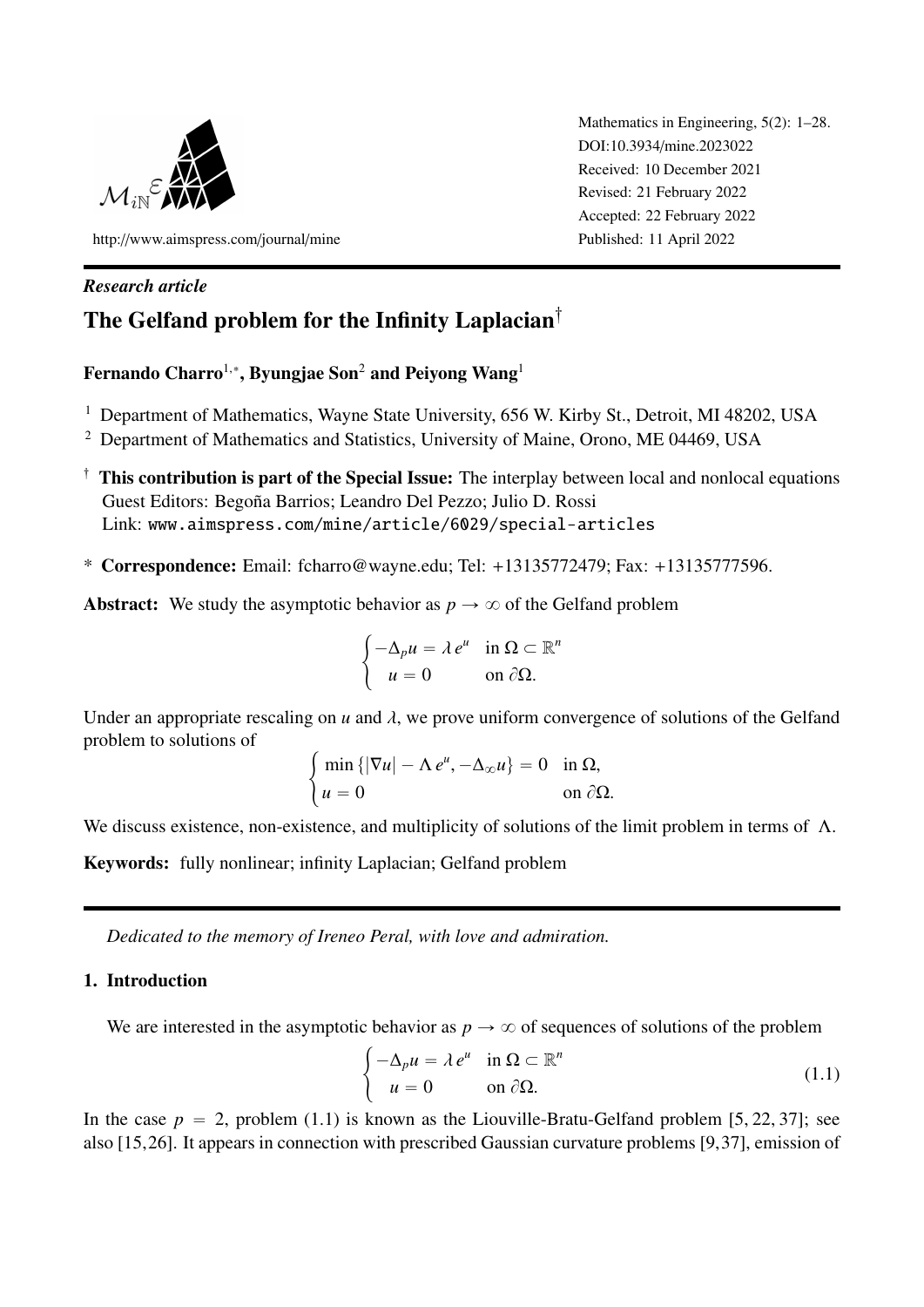Mathematics in Engineering, 5(2): 1–28.
DOI:10.3934/mine.2023022
Received: 10 December 2021
Revised: 21 February 2022
Accepted: 22 February 2022
Published: 11 April 2022

http://www.aimspress.com/journal/mine

*Research article*

# The Gelfand problem for the Infinity Laplacian†

**Fernando Charro**[1,*], **Byungjae Son**[2] **and Peiyong Wang**[1]

[1] Department of Mathematics, Wayne State University, 656 W. Kirby St., Detroit, MI 48202, USA

[2] Department of Mathematics and Statistics, University of Maine, Orono, ME 04469, USA

† **This contribution is part of the Special Issue:** The interplay between local and nonlocal equations
Guest Editors: Begoña Barrios; Leandro Del Pezzo; Julio D. Rossi
Link: www.aimspress.com/mine/article/6029/special-articles

\* **Correspondence:** Email: fcharro@wayne.edu; Tel: +13135772479; Fax: +13135777596.

**Abstract:** We study the asymptotic behavior as $p \to \infty$ of the Gelfand problem

$$\begin{cases} -\Delta_p u = \lambda\, e^u & \text{in } \Omega \subset \mathbb{R}^n \\ \ \ u = 0 & \text{on } \partial\Omega. \end{cases}$$

Under an appropriate rescaling on $u$ and $\lambda$, we prove uniform convergence of solutions of the Gelfand problem to solutions of

$$\begin{cases} \min\left\{|\nabla u| - \Lambda\, e^u, -\Delta_\infty u\right\} = 0 & \text{in } \Omega, \\ u = 0 & \text{on } \partial\Omega. \end{cases}$$

We discuss existence, non-existence, and multiplicity of solutions of the limit problem in terms of $\Lambda$.

**Keywords:** fully nonlinear; infinity Laplacian; Gelfand problem

---

*Dedicated to the memory of Ireneo Peral, with love and admiration.*

## 1. Introduction

We are interested in the asymptotic behavior as $p \to \infty$ of sequences of solutions of the problem

$$\begin{cases} -\Delta_p u = \lambda\, e^u & \text{in } \Omega \subset \mathbb{R}^n \\ \ \ u = 0 & \text{on } \partial\Omega. \end{cases} \tag{1.1}$$

In the case $p = 2$, problem (1.1) is known as the Liouville-Bratu-Gelfand problem [5, 22, 37]; see also [15, 26]. It appears in connection with prescribed Gaussian curvature problems [9, 37], emission of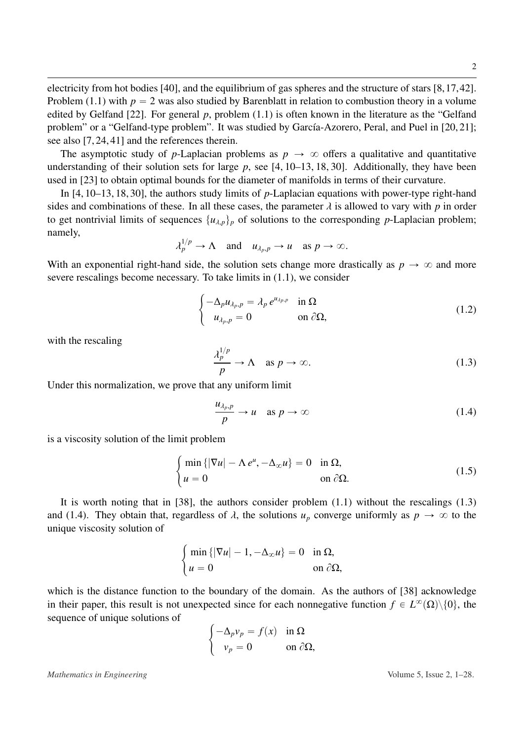electricity from hot bodies [40], and the equilibrium of gas spheres and the structure of stars [8,17,42]. Problem (1.1) with $p = 2$ was also studied by Barenblatt in relation to combustion theory in a volume edited by Gelfand [22]. For general $p$, problem (1.1) is often known in the literature as the "Gelfand problem" or a "Gelfand-type problem". It was studied by García-Azorero, Peral, and Puel in [20, 21]; see also [7, 24, 41] and the references therein.

The asymptotic study of $p$-Laplacian problems as $p \to \infty$ offers a qualitative and quantitative understanding of their solution sets for large $p$, see [4, 10–13, 18, 30]. Additionally, they have been used in [23] to obtain optimal bounds for the diameter of manifolds in terms of their curvature.

In [4, 10–13, 18, 30], the authors study limits of $p$-Laplacian equations with power-type right-hand sides and combinations of these. In all these cases, the parameter $\lambda$ is allowed to vary with $p$ in order to get nontrivial limits of sequences $\{u_{\lambda,p}\}_p$ of solutions to the corresponding $p$-Laplacian problem; namely,

$$\lambda_p^{1/p} \to \Lambda \quad \text{and} \quad u_{\lambda_p,p} \to u \quad \text{as } p \to \infty.$$

With an exponential right-hand side, the solution sets change more drastically as $p \to \infty$ and more severe rescalings become necessary. To take limits in (1.1), we consider

$$\begin{cases} -\Delta_p u_{\lambda_p,p} = \lambda_p \, e^{u_{\lambda_p,p}} & \text{in } \Omega \\ \quad u_{\lambda_p,p} = 0 & \text{on } \partial\Omega, \end{cases} \tag{1.2}$$

with the rescaling

$$\frac{\lambda_p^{1/p}}{p} \to \Lambda \quad \text{as } p \to \infty. \tag{1.3}$$

Under this normalization, we prove that any uniform limit

$$\frac{u_{\lambda_p,p}}{p} \to u \quad \text{as } p \to \infty \tag{1.4}$$

is a viscosity solution of the limit problem

$$\begin{cases} \min \{|\nabla u| - \Lambda \, e^u, -\Delta_\infty u\} = 0 & \text{in } \Omega, \\ u = 0 & \text{on } \partial\Omega. \end{cases} \tag{1.5}$$

It is worth noting that in [38], the authors consider problem (1.1) without the rescalings (1.3) and (1.4). They obtain that, regardless of $\lambda$, the solutions $u_p$ converge uniformly as $p \to \infty$ to the unique viscosity solution of

$$\begin{cases} \min \{|\nabla u| - 1, -\Delta_\infty u\} = 0 & \text{in } \Omega, \\ u = 0 & \text{on } \partial\Omega, \end{cases}$$

which is the distance function to the boundary of the domain. As the authors of [38] acknowledge in their paper, this result is not unexpected since for each nonnegative function $f \in L^\infty(\Omega)\backslash\{0\}$, the sequence of unique solutions of

$$\begin{cases} -\Delta_p v_p = f(x) & \text{in } \Omega \\ \quad v_p = 0 & \text{on } \partial\Omega, \end{cases}$$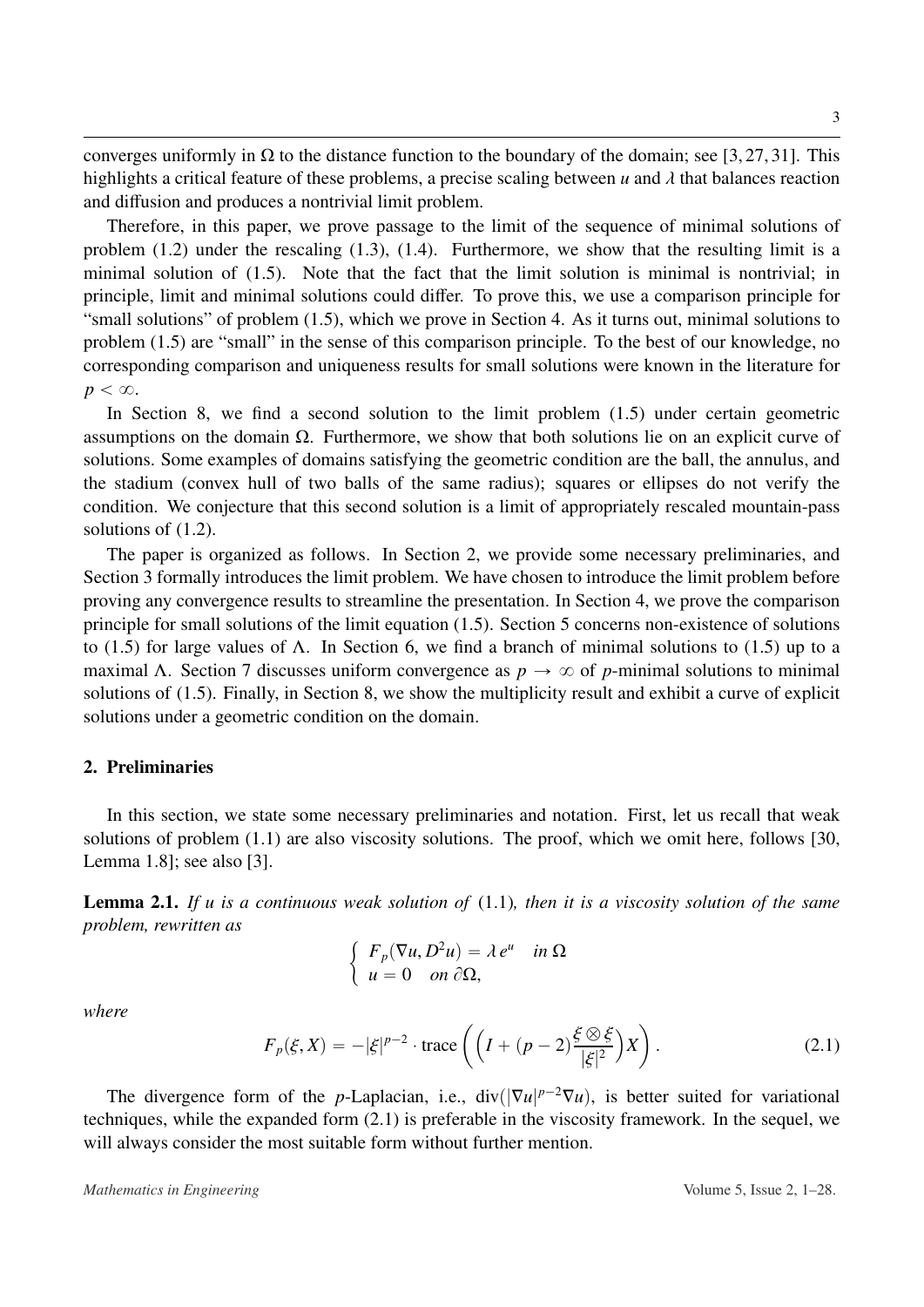converges uniformly in $\Omega$ to the distance function to the boundary of the domain; see [3, 27, 31]. This highlights a critical feature of these problems, a precise scaling between $u$ and $\lambda$ that balances reaction and diffusion and produces a nontrivial limit problem.

Therefore, in this paper, we prove passage to the limit of the sequence of minimal solutions of problem (1.2) under the rescaling (1.3), (1.4). Furthermore, we show that the resulting limit is a minimal solution of (1.5). Note that the fact that the limit solution is minimal is nontrivial; in principle, limit and minimal solutions could differ. To prove this, we use a comparison principle for "small solutions" of problem (1.5), which we prove in Section 4. As it turns out, minimal solutions to problem (1.5) are "small" in the sense of this comparison principle. To the best of our knowledge, no corresponding comparison and uniqueness results for small solutions were known in the literature for $p < \infty$.

In Section 8, we find a second solution to the limit problem (1.5) under certain geometric assumptions on the domain $\Omega$. Furthermore, we show that both solutions lie on an explicit curve of solutions. Some examples of domains satisfying the geometric condition are the ball, the annulus, and the stadium (convex hull of two balls of the same radius); squares or ellipses do not verify the condition. We conjecture that this second solution is a limit of appropriately rescaled mountain-pass solutions of (1.2).

The paper is organized as follows. In Section 2, we provide some necessary preliminaries, and Section 3 formally introduces the limit problem. We have chosen to introduce the limit problem before proving any convergence results to streamline the presentation. In Section 4, we prove the comparison principle for small solutions of the limit equation (1.5). Section 5 concerns non-existence of solutions to (1.5) for large values of $\Lambda$. In Section 6, we find a branch of minimal solutions to (1.5) up to a maximal $\Lambda$. Section 7 discusses uniform convergence as $p \to \infty$ of $p$-minimal solutions to minimal solutions of (1.5). Finally, in Section 8, we show the multiplicity result and exhibit a curve of explicit solutions under a geometric condition on the domain.

## 2. Preliminaries

In this section, we state some necessary preliminaries and notation. First, let us recall that weak solutions of problem (1.1) are also viscosity solutions. The proof, which we omit here, follows [30, Lemma 1.8]; see also [3].

**Lemma 2.1.** *If $u$ is a continuous weak solution of* (1.1)*, then it is a viscosity solution of the same problem, rewritten as*

$$\begin{cases} F_p(\nabla u, D^2 u) = \lambda\, e^u & \text{in } \Omega \\ u = 0 & \text{on } \partial\Omega, \end{cases}$$

*where*

$$F_p(\xi, X) = -|\xi|^{p-2} \cdot \operatorname{trace}\left( \left( I + (p-2)\frac{\xi \otimes \xi}{|\xi|^2} \right) X \right). \tag{2.1}$$

The divergence form of the $p$-Laplacian, i.e., $\operatorname{div}(|\nabla u|^{p-2}\nabla u)$, is better suited for variational techniques, while the expanded form (2.1) is preferable in the viscosity framework. In the sequel, we will always consider the most suitable form without further mention.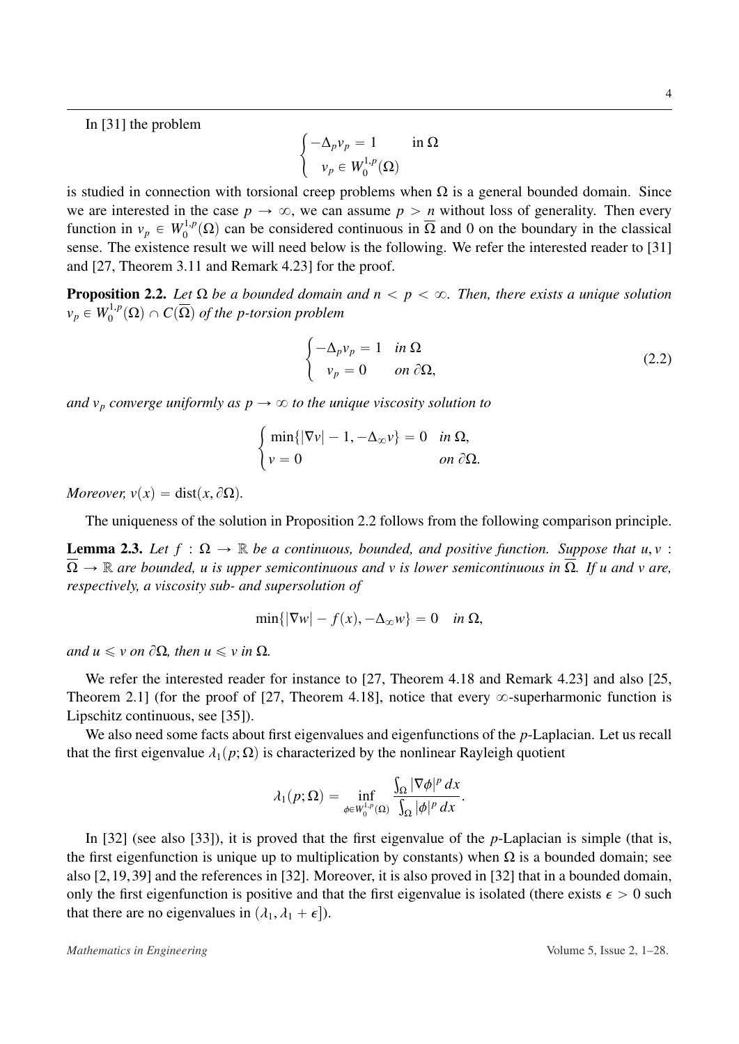In [31] the problem

$$\begin{cases} -\Delta_p v_p = 1 & \text{in } \Omega \\ \ \ v_p \in W_0^{1,p}(\Omega) \end{cases}$$

is studied in connection with torsional creep problems when $\Omega$ is a general bounded domain. Since we are interested in the case $p \to \infty$, we can assume $p > n$ without loss of generality. Then every function in $v_p \in W_0^{1,p}(\Omega)$ can be considered continuous in $\overline{\Omega}$ and 0 on the boundary in the classical sense. The existence result we will need below is the following. We refer the interested reader to [31] and [27, Theorem 3.11 and Remark 4.23] for the proof.

**Proposition 2.2.** *Let $\Omega$ be a bounded domain and $n < p < \infty$. Then, there exists a unique solution $v_p \in W_0^{1,p}(\Omega) \cap C(\overline{\Omega})$ of the p-torsion problem*

$$\begin{cases} -\Delta_p v_p = 1 & \text{in } \Omega \\ \ \ v_p = 0 & \text{on } \partial\Omega, \end{cases} \tag{2.2}$$

*and $v_p$ converge uniformly as $p \to \infty$ to the unique viscosity solution to*

$$\begin{cases} \min\{|\nabla v| - 1, -\Delta_\infty v\} = 0 & \text{in } \Omega, \\ v = 0 & \text{on } \partial\Omega. \end{cases}$$

*Moreover, $v(x) = \operatorname{dist}(x, \partial\Omega)$.*

The uniqueness of the solution in Proposition 2.2 follows from the following comparison principle.

**Lemma 2.3.** *Let $f : \Omega \to \mathbb{R}$ be a continuous, bounded, and positive function. Suppose that $u, v : \overline{\Omega} \to \mathbb{R}$ are bounded, $u$ is upper semicontinuous and $v$ is lower semicontinuous in $\overline{\Omega}$. If $u$ and $v$ are, respectively, a viscosity sub- and supersolution of*

$$\min\{|\nabla w| - f(x), -\Delta_\infty w\} = 0 \quad \text{in } \Omega,$$

*and $u \leqslant v$ on $\partial\Omega$, then $u \leqslant v$ in $\Omega$.*

We refer the interested reader for instance to [27, Theorem 4.18 and Remark 4.23] and also [25, Theorem 2.1] (for the proof of [27, Theorem 4.18], notice that every $\infty$-superharmonic function is Lipschitz continuous, see [35]).

We also need some facts about first eigenvalues and eigenfunctions of the $p$-Laplacian. Let us recall that the first eigenvalue $\lambda_1(p; \Omega)$ is characterized by the nonlinear Rayleigh quotient

$$\lambda_1(p; \Omega) = \inf_{\phi \in W_0^{1,p}(\Omega)} \frac{\int_\Omega |\nabla \phi|^p \, dx}{\int_\Omega |\phi|^p \, dx}.$$

In [32] (see also [33]), it is proved that the first eigenvalue of the $p$-Laplacian is simple (that is, the first eigenfunction is unique up to multiplication by constants) when $\Omega$ is a bounded domain; see also [2, 19, 39] and the references in [32]. Moreover, it is also proved in [32] that in a bounded domain, only the first eigenfunction is positive and that the first eigenvalue is isolated (there exists $\epsilon > 0$ such that there are no eigenvalues in $(\lambda_1, \lambda_1 + \epsilon]$).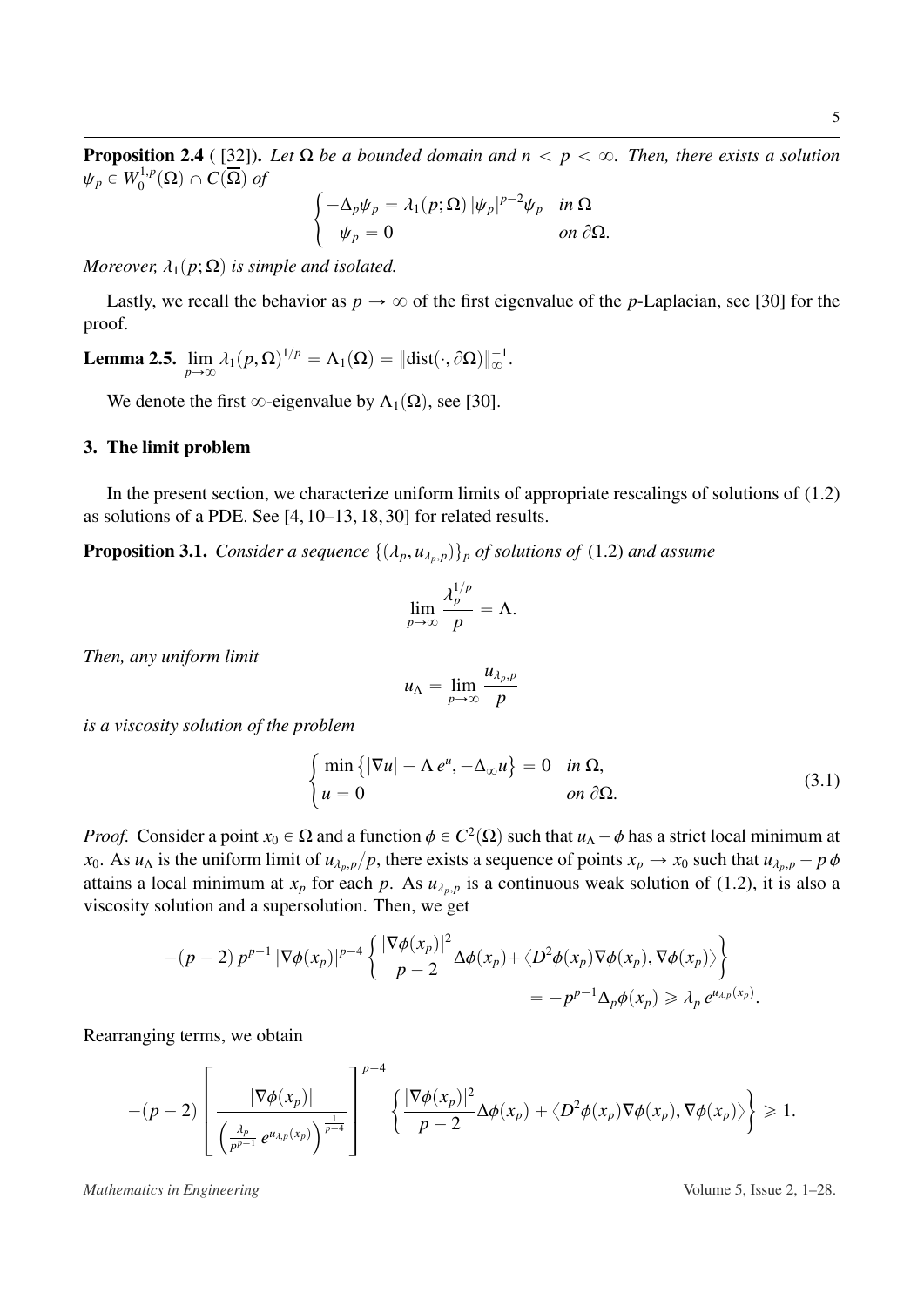**Proposition 2.4** ( [32]). *Let $\Omega$ be a bounded domain and $n < p < \infty$. Then, there exists a solution $\psi_p \in W_0^{1,p}(\Omega) \cap C(\overline{\Omega})$ of*

$$\begin{cases} -\Delta_p \psi_p = \lambda_1(p; \Omega)\, |\psi_p|^{p-2} \psi_p & \text{in } \Omega \\ \ \ \psi_p = 0 & \text{on } \partial\Omega. \end{cases}$$

*Moreover, $\lambda_1(p; \Omega)$ is simple and isolated.*

Lastly, we recall the behavior as $p \to \infty$ of the first eigenvalue of the $p$-Laplacian, see [30] for the proof.

**Lemma 2.5.** $\lim_{p\to\infty} \lambda_1(p, \Omega)^{1/p} = \Lambda_1(\Omega) = \|\mathrm{dist}(\cdot, \partial\Omega)\|_\infty^{-1}$.

We denote the first $\infty$-eigenvalue by $\Lambda_1(\Omega)$, see [30].

## 3. The limit problem

In the present section, we characterize uniform limits of appropriate rescalings of solutions of (1.2) as solutions of a PDE. See [4, 10–13, 18, 30] for related results.

**Proposition 3.1.** *Consider a sequence $\{(\lambda_p, u_{\lambda_p, p})\}_p$ of solutions of* (1.2) *and assume*

$$\lim_{p\to\infty} \frac{\lambda_p^{1/p}}{p} = \Lambda.$$

*Then, any uniform limit*

$$u_\Lambda = \lim_{p\to\infty} \frac{u_{\lambda_p, p}}{p}$$

*is a viscosity solution of the problem*

$$\begin{cases} \min\left\{|\nabla u| - \Lambda\, e^u, -\Delta_\infty u\right\} = 0 & \text{in } \Omega, \\ u = 0 & \text{on } \partial\Omega. \end{cases} \tag{3.1}$$

*Proof.* Consider a point $x_0 \in \Omega$ and a function $\phi \in C^2(\Omega)$ such that $u_\Lambda - \phi$ has a strict local minimum at $x_0$. As $u_\Lambda$ is the uniform limit of $u_{\lambda_p, p}/p$, there exists a sequence of points $x_p \to x_0$ such that $u_{\lambda_p, p} - p\,\phi$ attains a local minimum at $x_p$ for each $p$. As $u_{\lambda_p, p}$ is a continuous weak solution of (1.2), it is also a viscosity solution and a supersolution. Then, we get

$$\begin{aligned} -(p-2)\, p^{p-1}\, |\nabla\phi(x_p)|^{p-4} \left\{ \frac{|\nabla\phi(x_p)|^2}{p-2} \Delta\phi(x_p) + \langle D^2\phi(x_p)\nabla\phi(x_p), \nabla\phi(x_p)\rangle \right\} \\ = -p^{p-1}\Delta_p\phi(x_p) \geqslant \lambda_p\, e^{u_{\lambda,p}(x_p)}. \end{aligned}$$

Rearranging terms, we obtain

$$-(p-2) \left[ \frac{|\nabla\phi(x_p)|}{\left(\frac{\lambda_p}{p^{p-1}}\, e^{u_{\lambda,p}(x_p)}\right)^{\frac{1}{p-4}}} \right]^{p-4} \left\{ \frac{|\nabla\phi(x_p)|^2}{p-2} \Delta\phi(x_p) + \langle D^2\phi(x_p)\nabla\phi(x_p), \nabla\phi(x_p)\rangle \right\} \geqslant 1.$$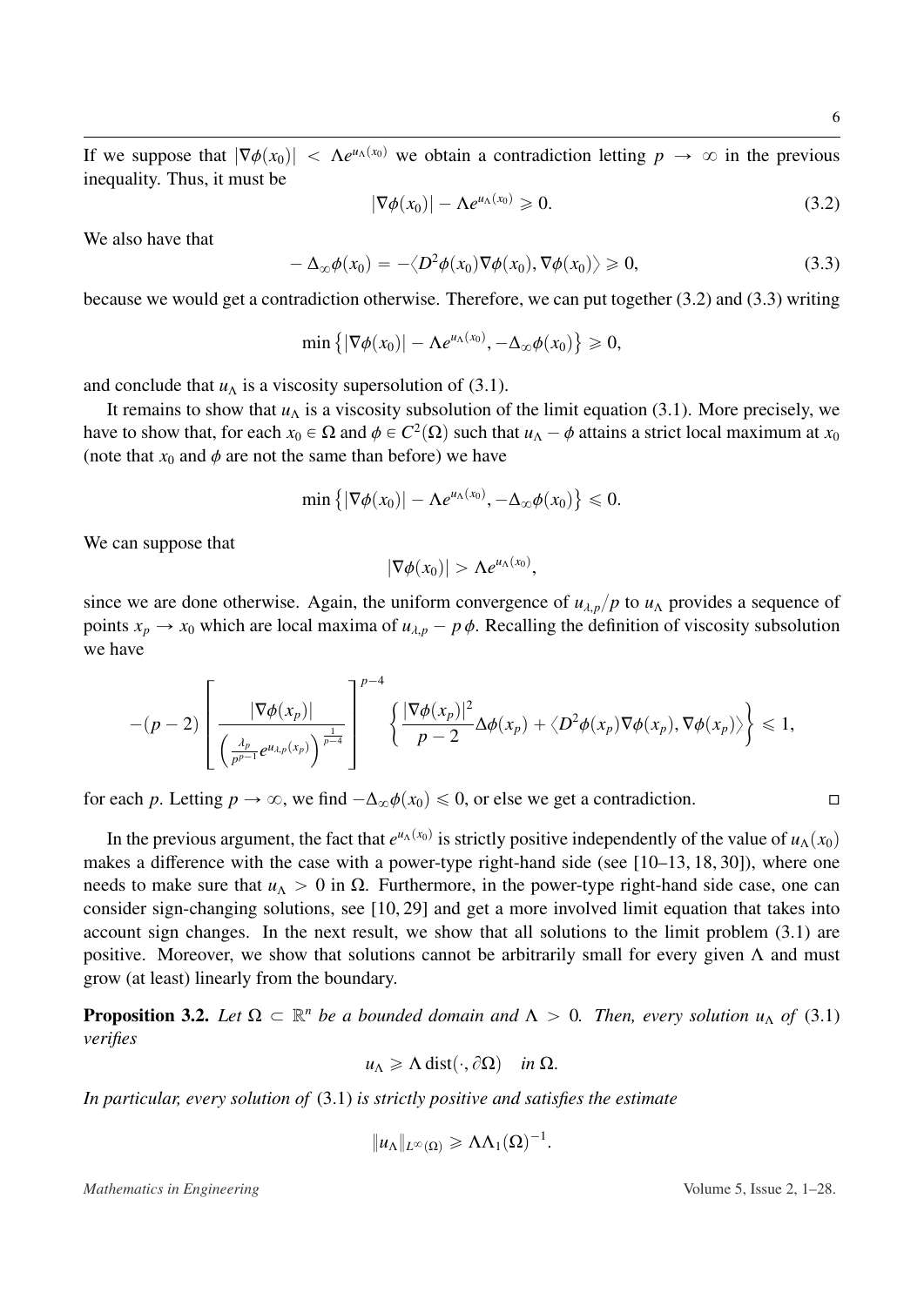If we suppose that $|\nabla\phi(x_0)| < \Lambda e^{u_\Lambda(x_0)}$ we obtain a contradiction letting $p \to \infty$ in the previous inequality. Thus, it must be

$$|\nabla\phi(x_0)| - \Lambda e^{u_\Lambda(x_0)} \geqslant 0. \tag{3.2}$$

We also have that

$$-\Delta_\infty\phi(x_0) = -\langle D^2\phi(x_0)\nabla\phi(x_0), \nabla\phi(x_0)\rangle \geqslant 0, \tag{3.3}$$

because we would get a contradiction otherwise. Therefore, we can put together (3.2) and (3.3) writing

$$\min\left\{|\nabla\phi(x_0)| - \Lambda e^{u_\Lambda(x_0)}, -\Delta_\infty\phi(x_0)\right\} \geqslant 0,$$

and conclude that $u_\Lambda$ is a viscosity supersolution of (3.1).

It remains to show that $u_\Lambda$ is a viscosity subsolution of the limit equation (3.1). More precisely, we have to show that, for each $x_0 \in \Omega$ and $\phi \in C^2(\Omega)$ such that $u_\Lambda - \phi$ attains a strict local maximum at $x_0$ (note that $x_0$ and $\phi$ are not the same than before) we have

$$\min\left\{|\nabla\phi(x_0)| - \Lambda e^{u_\Lambda(x_0)}, -\Delta_\infty\phi(x_0)\right\} \leqslant 0.$$

We can suppose that

$$|\nabla\phi(x_0)| > \Lambda e^{u_\Lambda(x_0)},$$

since we are done otherwise. Again, the uniform convergence of $u_{\lambda,p}/p$ to $u_\Lambda$ provides a sequence of points $x_p \to x_0$ which are local maxima of $u_{\lambda,p} - p\,\phi$. Recalling the definition of viscosity subsolution we have

$$-(p-2)\left[\frac{|\nabla\phi(x_p)|}{\left(\frac{\lambda_p}{p^{p-1}}e^{u_{\lambda,p}(x_p)}\right)^{\frac{1}{p-4}}}\right]^{p-4}\left\{\frac{|\nabla\phi(x_p)|^2}{p-2}\Delta\phi(x_p) + \langle D^2\phi(x_p)\nabla\phi(x_p), \nabla\phi(x_p)\rangle\right\} \leqslant 1,$$

for each $p$. Letting $p \to \infty$, we find $-\Delta_\infty\phi(x_0) \leqslant 0$, or else we get a contradiction. □

In the previous argument, the fact that $e^{u_\Lambda(x_0)}$ is strictly positive independently of the value of $u_\Lambda(x_0)$ makes a difference with the case with a power-type right-hand side (see [10–13, 18, 30]), where one needs to make sure that $u_\Lambda > 0$ in $\Omega$. Furthermore, in the power-type right-hand side case, one can consider sign-changing solutions, see [10, 29] and get a more involved limit equation that takes into account sign changes. In the next result, we show that all solutions to the limit problem (3.1) are positive. Moreover, we show that solutions cannot be arbitrarily small for every given $\Lambda$ and must grow (at least) linearly from the boundary.

**Proposition 3.2.** *Let $\Omega \subset \mathbb{R}^n$ be a bounded domain and $\Lambda > 0$. Then, every solution $u_\Lambda$ of (3.1) verifies*

$$u_\Lambda \geqslant \Lambda\,\mathrm{dist}(\cdot, \partial\Omega) \quad \text{in } \Omega.$$

*In particular, every solution of (3.1) is strictly positive and satisfies the estimate*

$$\|u_\Lambda\|_{L^\infty(\Omega)} \geqslant \Lambda\Lambda_1(\Omega)^{-1}.$$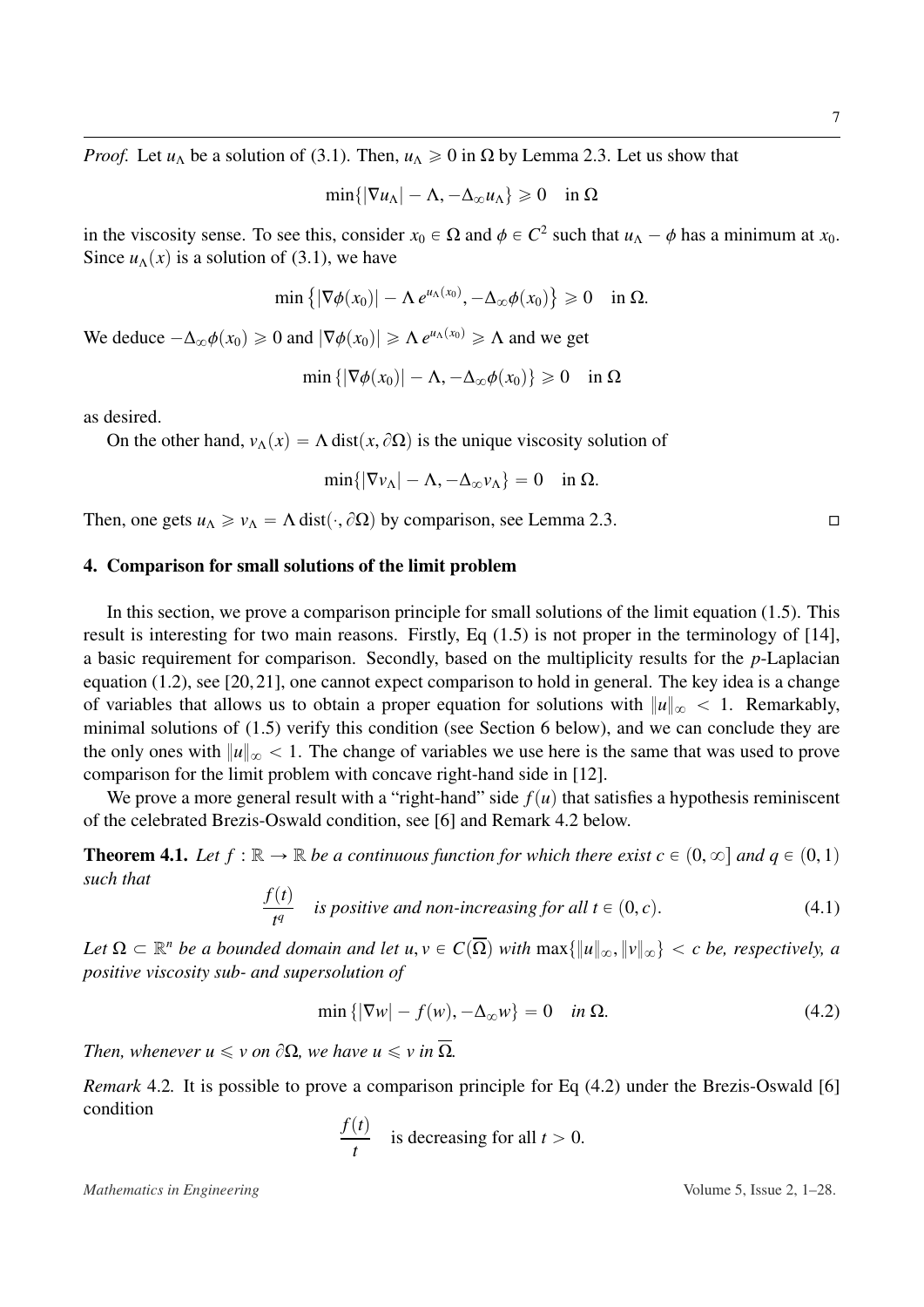*Proof.* Let $u_\Lambda$ be a solution of (3.1). Then, $u_\Lambda \geqslant 0$ in $\Omega$ by Lemma 2.3. Let us show that

$$\min\{|\nabla u_\Lambda| - \Lambda, -\Delta_\infty u_\Lambda\} \geqslant 0 \quad \text{in } \Omega$$

in the viscosity sense. To see this, consider $x_0 \in \Omega$ and $\phi \in C^2$ such that $u_\Lambda - \phi$ has a minimum at $x_0$. Since $u_\Lambda(x)$ is a solution of (3.1), we have

$$\min\left\{|\nabla\phi(x_0)| - \Lambda\, e^{u_\Lambda(x_0)}, -\Delta_\infty\phi(x_0)\right\} \geqslant 0 \quad \text{in } \Omega.$$

We deduce $-\Delta_\infty\phi(x_0) \geqslant 0$ and $|\nabla\phi(x_0)| \geqslant \Lambda\, e^{u_\Lambda(x_0)} \geqslant \Lambda$ and we get

$$\min\left\{|\nabla\phi(x_0)| - \Lambda, -\Delta_\infty\phi(x_0)\right\} \geqslant 0 \quad \text{in } \Omega$$

as desired.

On the other hand, $v_\Lambda(x) = \Lambda\,\mathrm{dist}(x, \partial\Omega)$ is the unique viscosity solution of

$$\min\{|\nabla v_\Lambda| - \Lambda, -\Delta_\infty v_\Lambda\} = 0 \quad \text{in } \Omega.$$

Then, one gets $u_\Lambda \geqslant v_\Lambda = \Lambda\,\mathrm{dist}(\cdot, \partial\Omega)$ by comparison, see Lemma 2.3. □

## 4. Comparison for small solutions of the limit problem

In this section, we prove a comparison principle for small solutions of the limit equation (1.5). This result is interesting for two main reasons. Firstly, Eq (1.5) is not proper in the terminology of [14], a basic requirement for comparison. Secondly, based on the multiplicity results for the $p$-Laplacian equation (1.2), see [20, 21], one cannot expect comparison to hold in general. The key idea is a change of variables that allows us to obtain a proper equation for solutions with $\|u\|_\infty < 1$. Remarkably, minimal solutions of (1.5) verify this condition (see Section 6 below), and we can conclude they are the only ones with $\|u\|_\infty < 1$. The change of variables we use here is the same that was used to prove comparison for the limit problem with concave right-hand side in [12].

We prove a more general result with a "right-hand" side $f(u)$ that satisfies a hypothesis reminiscent of the celebrated Brezis-Oswald condition, see [6] and Remark 4.2 below.

**Theorem 4.1.** *Let $f : \mathbb{R} \to \mathbb{R}$ be a continuous function for which there exist $c \in (0, \infty]$ and $q \in (0, 1)$ such that*

$$\frac{f(t)}{t^q} \quad \text{is positive and non-increasing for all } t \in (0, c). \tag{4.1}$$

*Let $\Omega \subset \mathbb{R}^n$ be a bounded domain and let $u, v \in C(\overline{\Omega})$ with $\max\{\|u\|_\infty, \|v\|_\infty\} < c$ be, respectively, a positive viscosity sub- and supersolution of*

$$\min\{|\nabla w| - f(w), -\Delta_\infty w\} = 0 \quad \text{in } \Omega. \tag{4.2}$$

*Then, whenever $u \leqslant v$ on $\partial\Omega$, we have $u \leqslant v$ in $\overline{\Omega}$.*

*Remark* 4.2. It is possible to prove a comparison principle for Eq (4.2) under the Brezis-Oswald [6] condition

$$\frac{f(t)}{t} \quad \text{is decreasing for all } t > 0.$$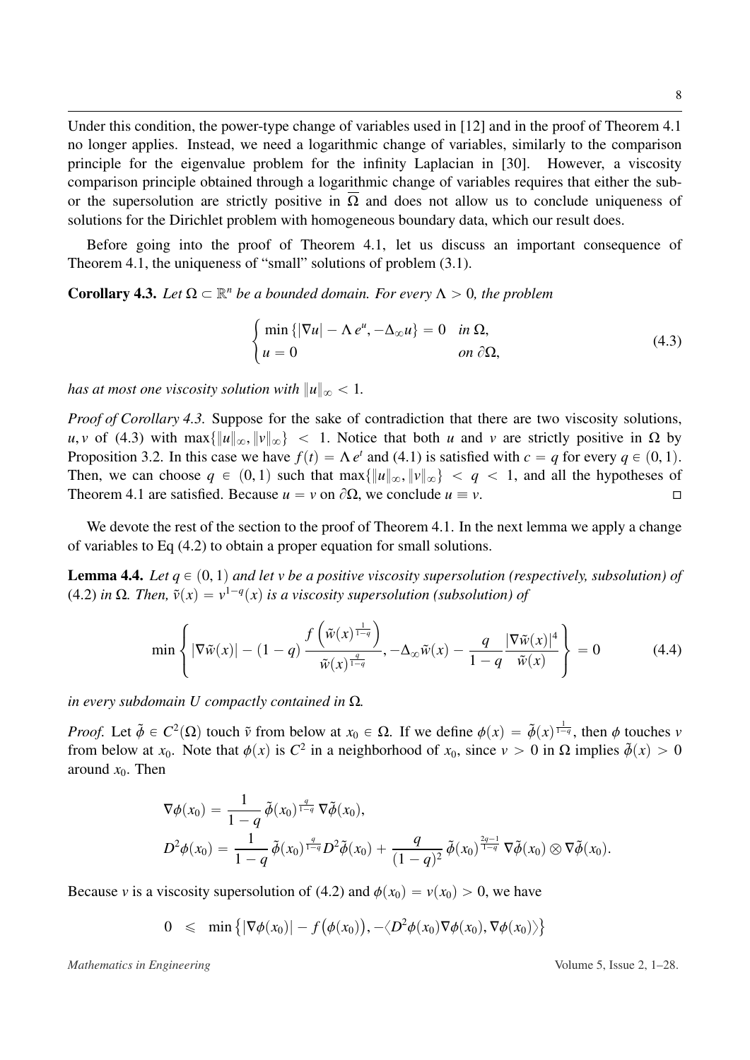Under this condition, the power-type change of variables used in [12] and in the proof of Theorem 4.1 no longer applies. Instead, we need a logarithmic change of variables, similarly to the comparison principle for the eigenvalue problem for the infinity Laplacian in [30]. However, a viscosity comparison principle obtained through a logarithmic change of variables requires that either the sub- or the supersolution are strictly positive in $\overline{\Omega}$ and does not allow us to conclude uniqueness of solutions for the Dirichlet problem with homogeneous boundary data, which our result does.

Before going into the proof of Theorem 4.1, let us discuss an important consequence of Theorem 4.1, the uniqueness of "small" solutions of problem (3.1).

**Corollary 4.3.** *Let $\Omega \subset \mathbb{R}^n$ be a bounded domain. For every $\Lambda > 0$, the problem*

$$\begin{cases} \min\left\{|\nabla u| - \Lambda\, e^u, -\Delta_\infty u\right\} = 0 & \text{in } \Omega, \\ u = 0 & \text{on } \partial\Omega, \end{cases} \tag{4.3}$$

*has at most one viscosity solution with $\|u\|_\infty < 1$.*

*Proof of Corollary 4.3.* Suppose for the sake of contradiction that there are two viscosity solutions, $u, v$ of (4.3) with $\max\{\|u\|_\infty, \|v\|_\infty\} < 1$. Notice that both $u$ and $v$ are strictly positive in $\Omega$ by Proposition 3.2. In this case we have $f(t) = \Lambda\, e^t$ and (4.1) is satisfied with $c = q$ for every $q \in (0,1)$. Then, we can choose $q \in (0,1)$ such that $\max\{\|u\|_\infty, \|v\|_\infty\} < q < 1$, and all the hypotheses of Theorem 4.1 are satisfied. Because $u = v$ on $\partial\Omega$, we conclude $u \equiv v$. $\square$

We devote the rest of the section to the proof of Theorem 4.1. In the next lemma we apply a change of variables to Eq (4.2) to obtain a proper equation for small solutions.

**Lemma 4.4.** *Let $q \in (0,1)$ and let $v$ be a positive viscosity supersolution (respectively, subsolution) of (4.2) in $\Omega$. Then, $\tilde{v}(x) = v^{1-q}(x)$ is a viscosity supersolution (subsolution) of*

$$\min\left\{ |\nabla \tilde{w}(x)| - (1-q)\,\frac{f\left(\tilde{w}(x)^{\frac{1}{1-q}}\right)}{\tilde{w}(x)^{\frac{q}{1-q}}}, -\Delta_\infty \tilde{w}(x) - \frac{q}{1-q}\,\frac{|\nabla \tilde{w}(x)|^4}{\tilde{w}(x)} \right\} = 0 \tag{4.4}$$

*in every subdomain $U$ compactly contained in $\Omega$.*

*Proof.* Let $\tilde{\phi} \in C^2(\Omega)$ touch $\tilde{v}$ from below at $x_0 \in \Omega$. If we define $\phi(x) = \tilde{\phi}(x)^{\frac{1}{1-q}}$, then $\phi$ touches $v$ from below at $x_0$. Note that $\phi(x)$ is $C^2$ in a neighborhood of $x_0$, since $v > 0$ in $\Omega$ implies $\tilde{\phi}(x) > 0$ around $x_0$. Then

$$\begin{aligned} \nabla\phi(x_0) &= \frac{1}{1-q}\,\tilde{\phi}(x_0)^{\frac{q}{1-q}}\,\nabla\tilde{\phi}(x_0), \\ D^2\phi(x_0) &= \frac{1}{1-q}\,\tilde{\phi}(x_0)^{\frac{q}{1-q}} D^2\tilde{\phi}(x_0) + \frac{q}{(1-q)^2}\,\tilde{\phi}(x_0)^{\frac{2q-1}{1-q}}\,\nabla\tilde{\phi}(x_0) \otimes \nabla\tilde{\phi}(x_0). \end{aligned}$$

Because $v$ is a viscosity supersolution of (4.2) and $\phi(x_0) = v(x_0) > 0$, we have

$$0 \;\leqslant\; \min\left\{ |\nabla\phi(x_0)| - f\big(\phi(x_0)\big), -\langle D^2\phi(x_0)\nabla\phi(x_0), \nabla\phi(x_0)\rangle \right\}$$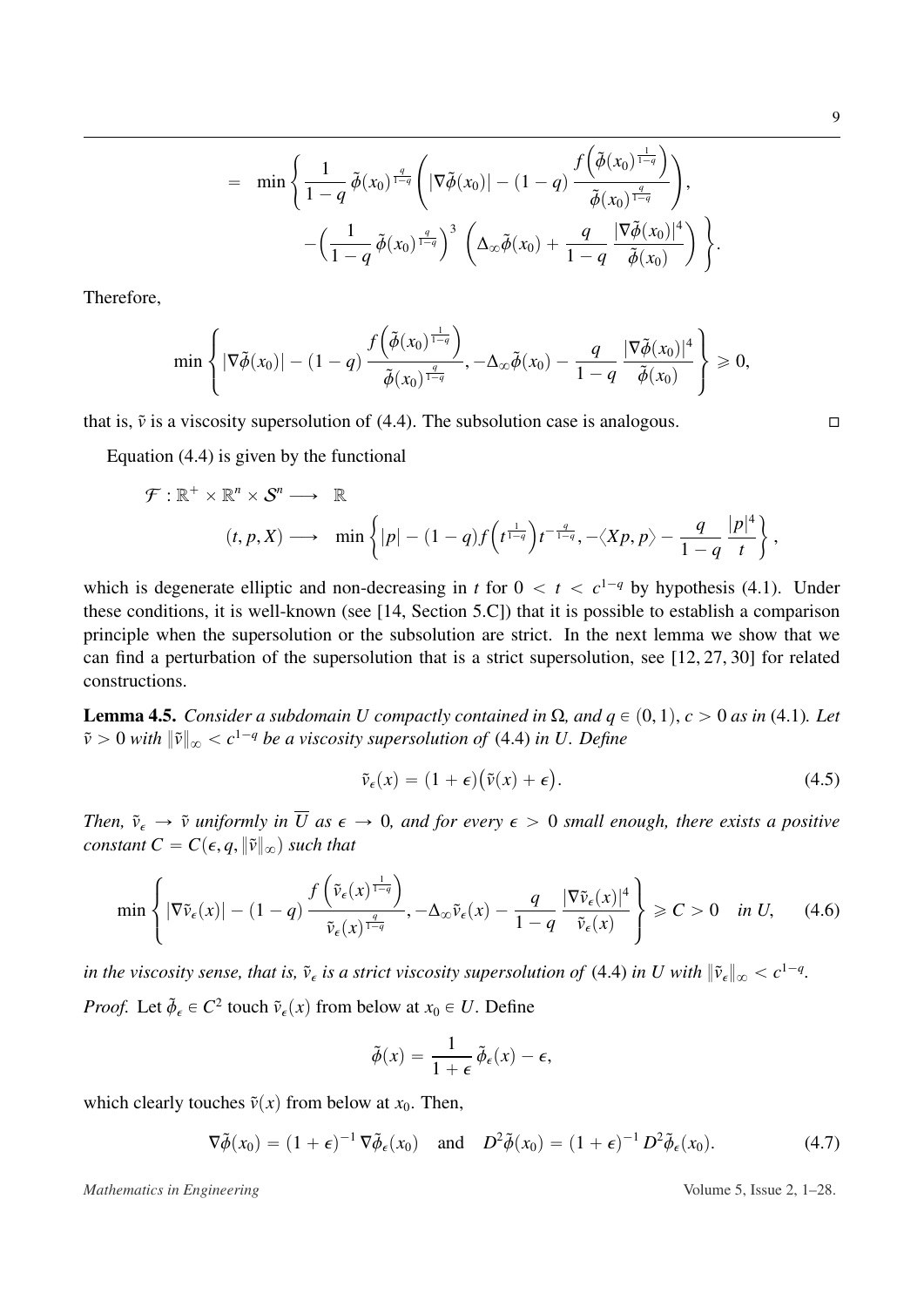$$
= \min\left\{ \frac{1}{1-q}\,\tilde{\phi}(x_0)^{\frac{q}{1-q}}\left( |\nabla\tilde{\phi}(x_0)| - (1-q)\,\frac{f\Big(\tilde{\phi}(x_0)^{\frac{1}{1-q}}\Big)}{\tilde{\phi}(x_0)^{\frac{q}{1-q}}} \right), \right.
$$

$$
\left. -\Big(\frac{1}{1-q}\,\tilde{\phi}(x_0)^{\frac{q}{1-q}}\Big)^3\,\left( \Delta_\infty\tilde{\phi}(x_0) + \frac{q}{1-q}\,\frac{|\nabla\tilde{\phi}(x_0)|^4}{\tilde{\phi}(x_0)} \right) \right\}.
$$

Therefore,

$$
\min\left\{ |\nabla\tilde{\phi}(x_0)| - (1-q)\,\frac{f\Big(\tilde{\phi}(x_0)^{\frac{1}{1-q}}\Big)}{\tilde{\phi}(x_0)^{\frac{q}{1-q}}}, -\Delta_\infty\tilde{\phi}(x_0) - \frac{q}{1-q}\,\frac{|\nabla\tilde{\phi}(x_0)|^4}{\tilde{\phi}(x_0)} \right\} \geqslant 0,
$$

that is, $\tilde{v}$ is a viscosity supersolution of (4.4). The subsolution case is analogous. $\square$

Equation (4.4) is given by the functional

$$
\begin{aligned}
\mathcal{F} : \mathbb{R}^+ \times \mathbb{R}^n \times \mathcal{S}^n &\longrightarrow \mathbb{R} \\
(t, p, X) &\longrightarrow \min\left\{ |p| - (1-q) f\Big(t^{\frac{1}{1-q}}\Big) t^{-\frac{q}{1-q}}, -\langle Xp, p\rangle - \frac{q}{1-q}\,\frac{|p|^4}{t} \right\},
\end{aligned}
$$

which is degenerate elliptic and non-decreasing in $t$ for $0 < t < c^{1-q}$ by hypothesis (4.1). Under these conditions, it is well-known (see [14, Section 5.C]) that it is possible to establish a comparison principle when the supersolution or the subsolution are strict. In the next lemma we show that we can find a perturbation of the supersolution that is a strict supersolution, see [12, 27, 30] for related constructions.

**Lemma 4.5.** *Consider a subdomain $U$ compactly contained in $\Omega$, and $q \in (0,1)$, $c > 0$ as in (4.1). Let $\tilde{v} > 0$ with $\|\tilde{v}\|_\infty < c^{1-q}$ be a viscosity supersolution of (4.4) in $U$. Define*

$$
\tilde{v}_\epsilon(x) = (1+\epsilon)\big(\tilde{v}(x) + \epsilon\big). \tag{4.5}
$$

*Then, $\tilde{v}_\epsilon \to \tilde{v}$ uniformly in $\overline{U}$ as $\epsilon \to 0$, and for every $\epsilon > 0$ small enough, there exists a positive constant $C = C(\epsilon, q, \|\tilde{v}\|_\infty)$ such that*

$$
\min\left\{ |\nabla\tilde{v}_\epsilon(x)| - (1-q)\,\frac{f\left(\tilde{v}_\epsilon(x)^{\frac{1}{1-q}}\right)}{\tilde{v}_\epsilon(x)^{\frac{q}{1-q}}}, -\Delta_\infty\tilde{v}_\epsilon(x) - \frac{q}{1-q}\,\frac{|\nabla\tilde{v}_\epsilon(x)|^4}{\tilde{v}_\epsilon(x)} \right\} \geqslant C > 0 \quad \text{in } U, \tag{4.6}
$$

*in the viscosity sense, that is, $\tilde{v}_\epsilon$ is a strict viscosity supersolution of (4.4) in $U$ with $\|\tilde{v}_\epsilon\|_\infty < c^{1-q}$.*

*Proof.* Let $\tilde{\phi}_\epsilon \in C^2$ touch $\tilde{v}_\epsilon(x)$ from below at $x_0 \in U$. Define

$$
\tilde{\phi}(x) = \frac{1}{1+\epsilon}\,\tilde{\phi}_\epsilon(x) - \epsilon,
$$

which clearly touches $\tilde{v}(x)$ from below at $x_0$. Then,

$$
\nabla\tilde{\phi}(x_0) = (1+\epsilon)^{-1}\,\nabla\tilde{\phi}_\epsilon(x_0) \quad \text{and} \quad D^2\tilde{\phi}(x_0) = (1+\epsilon)^{-1}\,D^2\tilde{\phi}_\epsilon(x_0). \tag{4.7}
$$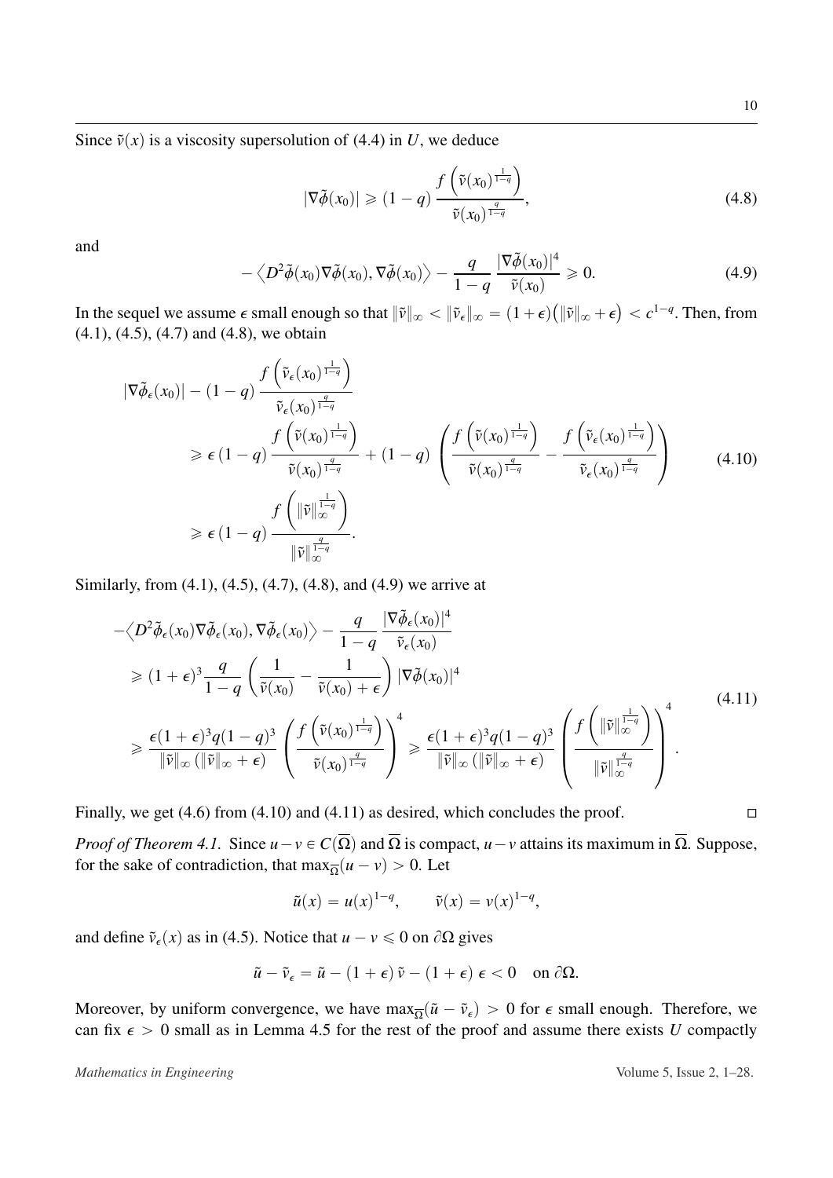Since $\tilde{v}(x)$ is a viscosity supersolution of (4.4) in $U$, we deduce

$$
|\nabla\tilde{\phi}(x_0)| \geqslant (1-q)\,\frac{f\left(\tilde{v}(x_0)^{\frac{1}{1-q}}\right)}{\tilde{v}(x_0)^{\frac{q}{1-q}}}, \tag{4.8}
$$

and

$$
-\left\langle D^2\tilde{\phi}(x_0)\nabla\tilde{\phi}(x_0), \nabla\tilde{\phi}(x_0)\right\rangle - \frac{q}{1-q}\,\frac{|\nabla\tilde{\phi}(x_0)|^4}{\tilde{v}(x_0)} \geqslant 0. \tag{4.9}
$$

In the sequel we assume $\epsilon$ small enough so that $\|\tilde{v}\|_\infty < \|\tilde{v}_\epsilon\|_\infty = (1+\epsilon)\big(\|\tilde{v}\|_\infty + \epsilon\big) < c^{1-q}$. Then, from (4.1), (4.5), (4.7) and (4.8), we obtain

$$
\begin{aligned}
|\nabla\tilde{\phi}_\epsilon(x_0)| - (1-q)\,&\frac{f\left(\tilde{v}_\epsilon(x_0)^{\frac{1}{1-q}}\right)}{\tilde{v}_\epsilon(x_0)^{\frac{q}{1-q}}} \\
&\geqslant \epsilon\,(1-q)\,\frac{f\left(\tilde{v}(x_0)^{\frac{1}{1-q}}\right)}{\tilde{v}(x_0)^{\frac{q}{1-q}}} + (1-q)\,\left(\frac{f\left(\tilde{v}(x_0)^{\frac{1}{1-q}}\right)}{\tilde{v}(x_0)^{\frac{q}{1-q}}} - \frac{f\left(\tilde{v}_\epsilon(x_0)^{\frac{1}{1-q}}\right)}{\tilde{v}_\epsilon(x_0)^{\frac{q}{1-q}}}\right) \\
&\geqslant \epsilon\,(1-q)\,\frac{f\left(\|\tilde{v}\|_\infty^{\frac{1}{1-q}}\right)}{\|\tilde{v}\|_\infty^{\frac{q}{1-q}}}.
\end{aligned} \tag{4.10}
$$

Similarly, from (4.1), (4.5), (4.7), (4.8), and (4.9) we arrive at

$$
\begin{aligned}
-\big\langle D^2\tilde{\phi}_\epsilon(x_0)&\nabla\tilde{\phi}_\epsilon(x_0), \nabla\tilde{\phi}_\epsilon(x_0)\big\rangle - \frac{q}{1-q}\,\frac{|\nabla\tilde{\phi}_\epsilon(x_0)|^4}{\tilde{v}_\epsilon(x_0)} \\
&\geqslant (1+\epsilon)^3\frac{q}{1-q}\left(\frac{1}{\tilde{v}(x_0)} - \frac{1}{\tilde{v}(x_0)+\epsilon}\right)|\nabla\tilde{\phi}(x_0)|^4 \\
&\geqslant \frac{\epsilon(1+\epsilon)^3 q(1-q)^3}{\|\tilde{v}\|_\infty\left(\|\tilde{v}\|_\infty+\epsilon\right)}\left(\frac{f\left(\tilde{v}(x_0)^{\frac{1}{1-q}}\right)}{\tilde{v}(x_0)^{\frac{q}{1-q}}}\right)^4 \geqslant \frac{\epsilon(1+\epsilon)^3 q(1-q)^3}{\|\tilde{v}\|_\infty\left(\|\tilde{v}\|_\infty+\epsilon\right)}\left(\frac{f\left(\|\tilde{v}\|_\infty^{\frac{1}{1-q}}\right)}{\|\tilde{v}\|_\infty^{\frac{q}{1-q}}}\right)^4.
\end{aligned} \tag{4.11}
$$

Finally, we get (4.6) from (4.10) and (4.11) as desired, which concludes the proof. $\square$

*Proof of Theorem 4.1.* Since $u-v \in C(\overline{\Omega})$ and $\overline{\Omega}$ is compact, $u-v$ attains its maximum in $\overline{\Omega}$. Suppose, for the sake of contradiction, that $\max_{\overline{\Omega}}(u-v) > 0$. Let

$$
\tilde{u}(x) = u(x)^{1-q}, \qquad \tilde{v}(x) = v(x)^{1-q},
$$

and define $\tilde{v}_\epsilon(x)$ as in (4.5). Notice that $u - v \leqslant 0$ on $\partial\Omega$ gives

$$
\tilde{u} - \tilde{v}_\epsilon = \tilde{u} - (1+\epsilon)\,\tilde{v} - (1+\epsilon)\,\epsilon < 0 \quad \text{on } \partial\Omega.
$$

Moreover, by uniform convergence, we have $\max_{\overline{\Omega}}(\tilde{u} - \tilde{v}_\epsilon) > 0$ for $\epsilon$ small enough. Therefore, we can fix $\epsilon > 0$ small as in Lemma 4.5 for the rest of the proof and assume there exists $U$ compactly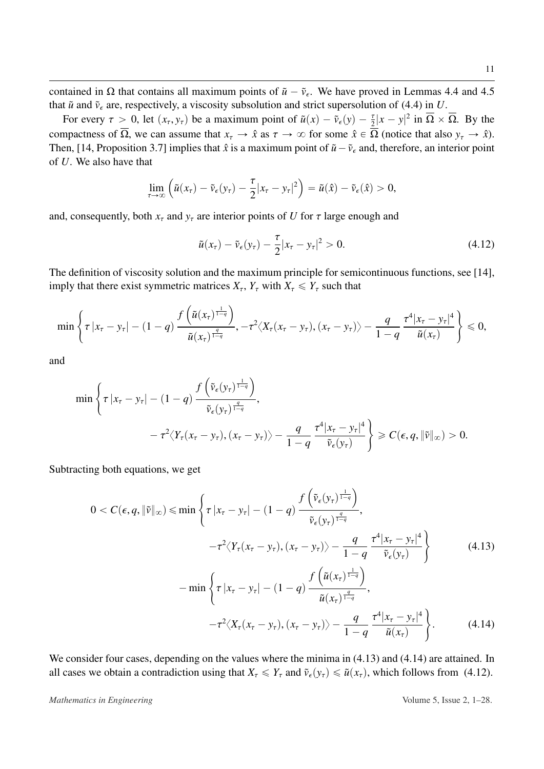contained in $\Omega$ that contains all maximum points of $\tilde{u} - \tilde{v}_\epsilon$. We have proved in Lemmas 4.4 and 4.5 that $\tilde{u}$ and $\tilde{v}_\epsilon$ are, respectively, a viscosity subsolution and strict supersolution of (4.4) in $U$.

For every $\tau > 0$, let $(x_\tau, y_\tau)$ be a maximum point of $\tilde{u}(x) - \tilde{v}_\epsilon(y) - \frac{\tau}{2}|x-y|^2$ in $\overline{\Omega} \times \overline{\Omega}$. By the compactness of $\overline{\Omega}$, we can assume that $x_\tau \to \hat{x}$ as $\tau \to \infty$ for some $\hat{x} \in \overline{\Omega}$ (notice that also $y_\tau \to \hat{x}$). Then, [14, Proposition 3.7] implies that $\hat{x}$ is a maximum point of $\tilde{u} - \tilde{v}_\epsilon$ and, therefore, an interior point of $U$. We also have that

$$\lim_{\tau\to\infty} \left( \tilde{u}(x_\tau) - \tilde{v}_\epsilon(y_\tau) - \frac{\tau}{2}|x_\tau - y_\tau|^2 \right) = \tilde{u}(\hat{x}) - \tilde{v}_\epsilon(\hat{x}) > 0,$$

and, consequently, both $x_\tau$ and $y_\tau$ are interior points of $U$ for $\tau$ large enough and

$$\tilde{u}(x_\tau) - \tilde{v}_\epsilon(y_\tau) - \frac{\tau}{2}|x_\tau - y_\tau|^2 > 0. \tag{4.12}$$

The definition of viscosity solution and the maximum principle for semicontinuous functions, see [14], imply that there exist symmetric matrices $X_\tau$, $Y_\tau$ with $X_\tau \leqslant Y_\tau$ such that

$$\min\left\{ \tau\,|x_\tau - y_\tau| - (1-q)\,\frac{f\left(\tilde{u}(x_\tau)^{\frac{1}{1-q}}\right)}{\tilde{u}(x_\tau)^{\frac{q}{1-q}}}, -\tau^2\langle X_\tau(x_\tau - y_\tau),(x_\tau - y_\tau)\rangle - \frac{q}{1-q}\,\frac{\tau^4|x_\tau - y_\tau|^4}{\tilde{u}(x_\tau)} \right\} \leqslant 0,$$

and

$$\begin{aligned}\min\Bigg\{ &\tau\,|x_\tau - y_\tau| - (1-q)\,\frac{f\left(\tilde{v}_\epsilon(y_\tau)^{\frac{1}{1-q}}\right)}{\tilde{v}_\epsilon(y_\tau)^{\frac{q}{1-q}}}, \\ &- \tau^2\langle Y_\tau(x_\tau - y_\tau),(x_\tau - y_\tau)\rangle - \frac{q}{1-q}\,\frac{\tau^4|x_\tau - y_\tau|^4}{\tilde{v}_\epsilon(y_\tau)} \Bigg\} \geqslant C(\epsilon, q, \|\tilde{v}\|_\infty) > 0.\end{aligned}$$

Subtracting both equations, we get

$$\begin{aligned}0 < C(\epsilon, q, \|\tilde{v}\|_\infty) \leqslant \min\Bigg\{ &\tau\,|x_\tau - y_\tau| - (1-q)\,\frac{f\left(\tilde{v}_\epsilon(y_\tau)^{\frac{1}{1-q}}\right)}{\tilde{v}_\epsilon(y_\tau)^{\frac{q}{1-q}}}, \\ &-\tau^2\langle Y_\tau(x_\tau - y_\tau),(x_\tau - y_\tau)\rangle - \frac{q}{1-q}\,\frac{\tau^4|x_\tau - y_\tau|^4}{\tilde{v}_\epsilon(y_\tau)} \Bigg\} \qquad (4.13)\\ - \min\Bigg\{ &\tau\,|x_\tau - y_\tau| - (1-q)\,\frac{f\left(\tilde{u}(x_\tau)^{\frac{1}{1-q}}\right)}{\tilde{u}(x_\tau)^{\frac{q}{1-q}}}, \\ &-\tau^2\langle X_\tau(x_\tau - y_\tau),(x_\tau - y_\tau)\rangle - \frac{q}{1-q}\,\frac{\tau^4|x_\tau - y_\tau|^4}{\tilde{u}(x_\tau)} \Bigg\}. \qquad (4.14)\end{aligned}$$

We consider four cases, depending on the values where the minima in (4.13) and (4.14) are attained. In all cases we obtain a contradiction using that $X_\tau \leqslant Y_\tau$ and $\tilde{v}_\epsilon(y_\tau) \leqslant \tilde{u}(x_\tau)$, which follows from (4.12).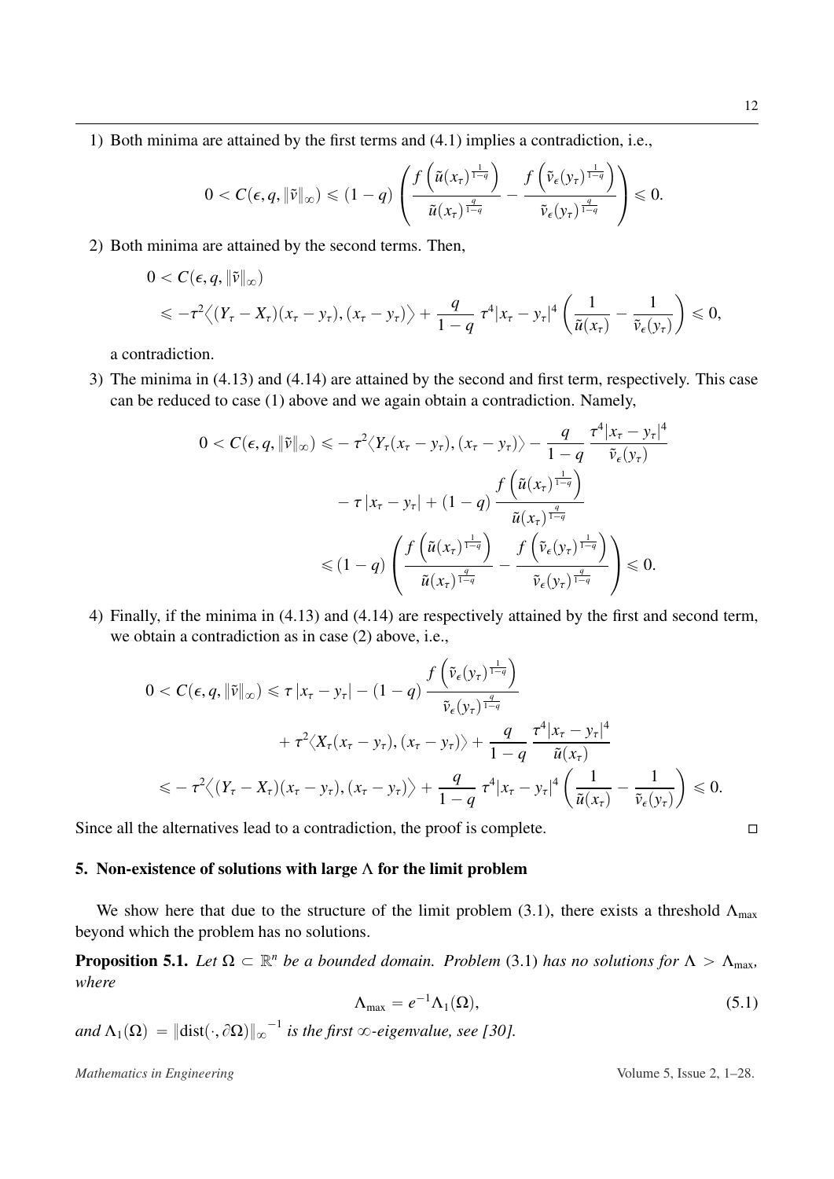1) Both minima are attained by the first terms and (4.1) implies a contradiction, i.e.,

$$0 < C(\epsilon, q, \|\tilde{v}\|_\infty) \leqslant (1-q)\left(\frac{f\left(\tilde{u}(x_\tau)^{\frac{1}{1-q}}\right)}{\tilde{u}(x_\tau)^{\frac{q}{1-q}}} - \frac{f\left(\tilde{v}_\epsilon(y_\tau)^{\frac{1}{1-q}}\right)}{\tilde{v}_\epsilon(y_\tau)^{\frac{q}{1-q}}}\right) \leqslant 0.$$

2) Both minima are attained by the second terms. Then,

$$\begin{aligned}
&0 < C(\epsilon, q, \|\tilde{v}\|_\infty) \\
&\leqslant -\tau^2\Big\langle (Y_\tau - X_\tau)(x_\tau - y_\tau), (x_\tau - y_\tau)\Big\rangle + \frac{q}{1-q}\,\tau^4|x_\tau - y_\tau|^4\left(\frac{1}{\tilde{u}(x_\tau)} - \frac{1}{\tilde{v}_\epsilon(y_\tau)}\right) \leqslant 0,
\end{aligned}$$

a contradiction.

3) The minima in (4.13) and (4.14) are attained by the second and first term, respectively. This case can be reduced to case (1) above and we again obtain a contradiction. Namely,

$$\begin{aligned}
0 < C(\epsilon, q, \|\tilde{v}\|_\infty) \leqslant& -\tau^2\langle Y_\tau(x_\tau - y_\tau), (x_\tau - y_\tau)\rangle - \frac{q}{1-q}\,\frac{\tau^4|x_\tau - y_\tau|^4}{\tilde{v}_\epsilon(y_\tau)} \\
&- \tau\,|x_\tau - y_\tau| + (1-q)\,\frac{f\left(\tilde{u}(x_\tau)^{\frac{1}{1-q}}\right)}{\tilde{u}(x_\tau)^{\frac{q}{1-q}}} \\
\leqslant& (1-q)\left(\frac{f\left(\tilde{u}(x_\tau)^{\frac{1}{1-q}}\right)}{\tilde{u}(x_\tau)^{\frac{q}{1-q}}} - \frac{f\left(\tilde{v}_\epsilon(y_\tau)^{\frac{1}{1-q}}\right)}{\tilde{v}_\epsilon(y_\tau)^{\frac{q}{1-q}}}\right) \leqslant 0.
\end{aligned}$$

4) Finally, if the minima in (4.13) and (4.14) are respectively attained by the first and second term, we obtain a contradiction as in case (2) above, i.e.,

$$\begin{aligned}
0 < C(\epsilon, q, \|\tilde{v}\|_\infty) \leqslant& \,\tau\,|x_\tau - y_\tau| - (1-q)\,\frac{f\left(\tilde{v}_\epsilon(y_\tau)^{\frac{1}{1-q}}\right)}{\tilde{v}_\epsilon(y_\tau)^{\frac{q}{1-q}}} \\
&+ \tau^2\langle X_\tau(x_\tau - y_\tau), (x_\tau - y_\tau)\rangle + \frac{q}{1-q}\,\frac{\tau^4|x_\tau - y_\tau|^4}{\tilde{u}(x_\tau)} \\
\leqslant& -\tau^2\Big\langle (Y_\tau - X_\tau)(x_\tau - y_\tau), (x_\tau - y_\tau)\Big\rangle + \frac{q}{1-q}\,\tau^4|x_\tau - y_\tau|^4\left(\frac{1}{\tilde{u}(x_\tau)} - \frac{1}{\tilde{v}_\epsilon(y_\tau)}\right) \leqslant 0.
\end{aligned}$$

Since all the alternatives lead to a contradiction, the proof is complete. □

## 5. Non-existence of solutions with large $\Lambda$ for the limit problem

We show here that due to the structure of the limit problem (3.1), there exists a threshold $\Lambda_{\max}$ beyond which the problem has no solutions.

**Proposition 5.1.** *Let $\Omega \subset \mathbb{R}^n$ be a bounded domain. Problem* (3.1) *has no solutions for $\Lambda > \Lambda_{\max}$, where*

$$\Lambda_{\max} = e^{-1}\Lambda_1(\Omega), \tag{5.1}$$

*and $\Lambda_1(\Omega) = \|\mathrm{dist}(\cdot, \partial\Omega)\|_\infty^{-1}$ is the first $\infty$-eigenvalue, see [30].*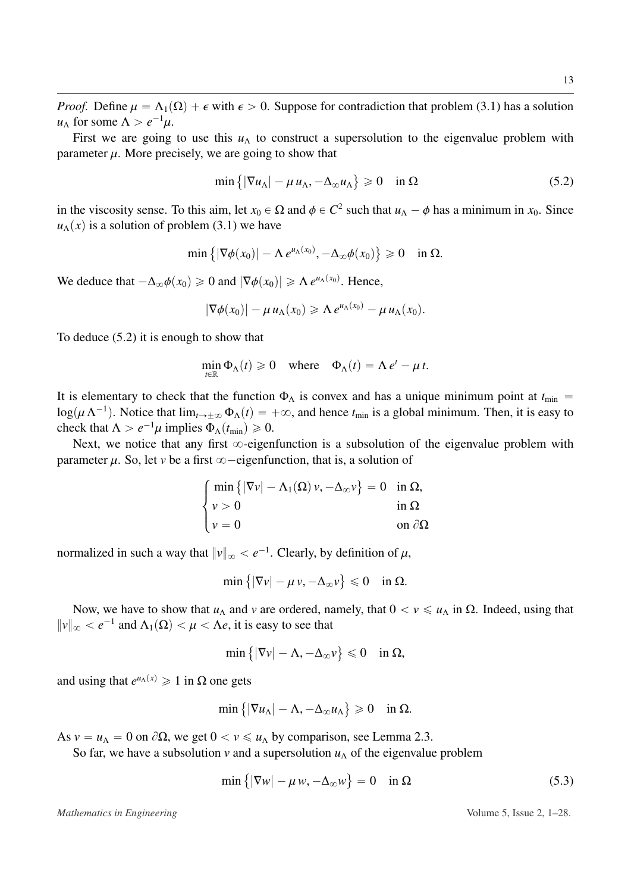*Proof.* Define $\mu = \Lambda_1(\Omega) + \epsilon$ with $\epsilon > 0$. Suppose for contradiction that problem (3.1) has a solution $u_\Lambda$ for some $\Lambda > e^{-1}\mu$.

First we are going to use this $u_\Lambda$ to construct a supersolution to the eigenvalue problem with parameter $\mu$. More precisely, we are going to show that

$$\min\left\{|\nabla u_\Lambda| - \mu\, u_\Lambda, -\Delta_\infty u_\Lambda\right\} \geqslant 0 \quad \text{in } \Omega \tag{5.2}$$

in the viscosity sense. To this aim, let $x_0 \in \Omega$ and $\phi \in C^2$ such that $u_\Lambda - \phi$ has a minimum in $x_0$. Since $u_\Lambda(x)$ is a solution of problem (3.1) we have

$$\min\left\{|\nabla\phi(x_0)| - \Lambda\, e^{u_\Lambda(x_0)}, -\Delta_\infty\phi(x_0)\right\} \geqslant 0 \quad \text{in } \Omega.$$

We deduce that $-\Delta_\infty\phi(x_0) \geqslant 0$ and $|\nabla\phi(x_0)| \geqslant \Lambda\, e^{u_\Lambda(x_0)}$. Hence,

$$|\nabla\phi(x_0)| - \mu\, u_\Lambda(x_0) \geqslant \Lambda\, e^{u_\Lambda(x_0)} - \mu\, u_\Lambda(x_0).$$

To deduce (5.2) it is enough to show that

$$\min_{t\in\mathbb{R}} \Phi_\Lambda(t) \geqslant 0 \quad \text{where} \quad \Phi_\Lambda(t) = \Lambda\, e^t - \mu\, t.$$

It is elementary to check that the function $\Phi_\Lambda$ is convex and has a unique minimum point at $t_{\min} = \log(\mu\,\Lambda^{-1})$. Notice that $\lim_{t\to\pm\infty}\Phi_\Lambda(t) = +\infty$, and hence $t_{\min}$ is a global minimum. Then, it is easy to check that $\Lambda > e^{-1}\mu$ implies $\Phi_\Lambda(t_{\min}) \geqslant 0$.

Next, we notice that any first $\infty$-eigenfunction is a subsolution of the eigenvalue problem with parameter $\mu$. So, let $v$ be a first $\infty-$eigenfunction, that is, a solution of

$$\begin{cases} \min\left\{|\nabla v| - \Lambda_1(\Omega)\, v, -\Delta_\infty v\right\} = 0 & \text{in } \Omega, \\ v > 0 & \text{in } \Omega \\ v = 0 & \text{on } \partial\Omega \end{cases}$$

normalized in such a way that $\|v\|_\infty < e^{-1}$. Clearly, by definition of $\mu$,

$$\min\left\{|\nabla v| - \mu\, v, -\Delta_\infty v\right\} \leqslant 0 \quad \text{in } \Omega.$$

Now, we have to show that $u_\Lambda$ and $v$ are ordered, namely, that $0 < v \leqslant u_\Lambda$ in $\Omega$. Indeed, using that $\|v\|_\infty < e^{-1}$ and $\Lambda_1(\Omega) < \mu < \Lambda e$, it is easy to see that

$$\min\left\{|\nabla v| - \Lambda, -\Delta_\infty v\right\} \leqslant 0 \quad \text{in } \Omega,$$

and using that $e^{u_\Lambda(x)} \geqslant 1$ in $\Omega$ one gets

$$\min\left\{|\nabla u_\Lambda| - \Lambda, -\Delta_\infty u_\Lambda\right\} \geqslant 0 \quad \text{in } \Omega.$$

As $v = u_\Lambda = 0$ on $\partial\Omega$, we get $0 < v \leqslant u_\Lambda$ by comparison, see Lemma 2.3.

So far, we have a subsolution $v$ and a supersolution $u_\Lambda$ of the eigenvalue problem

$$\min\left\{|\nabla w| - \mu\, w, -\Delta_\infty w\right\} = 0 \quad \text{in } \Omega \tag{5.3}$$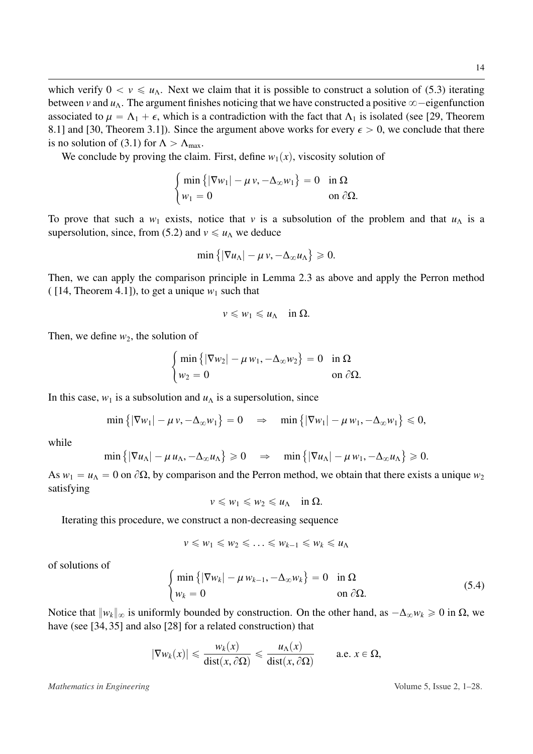which verify $0 < v \leqslant u_\Lambda$. Next we claim that it is possible to construct a solution of (5.3) iterating between $v$ and $u_\Lambda$. The argument finishes noticing that we have constructed a positive $\infty-$eigenfunction associated to $\mu = \Lambda_1 + \epsilon$, which is a contradiction with the fact that $\Lambda_1$ is isolated (see [29, Theorem 8.1] and [30, Theorem 3.1]). Since the argument above works for every $\epsilon > 0$, we conclude that there is no solution of (3.1) for $\Lambda > \Lambda_{\max}$.

We conclude by proving the claim. First, define $w_1(x)$, viscosity solution of

$$\begin{cases} \min\left\{|\nabla w_1| - \mu\, v, -\Delta_\infty w_1\right\} = 0 & \text{in } \Omega \\ w_1 = 0 & \text{on } \partial\Omega. \end{cases}$$

To prove that such a $w_1$ exists, notice that $v$ is a subsolution of the problem and that $u_\Lambda$ is a supersolution, since, from (5.2) and $v \leqslant u_\Lambda$ we deduce

$$\min\left\{|\nabla u_\Lambda| - \mu\, v, -\Delta_\infty u_\Lambda\right\} \geqslant 0.$$

Then, we can apply the comparison principle in Lemma 2.3 as above and apply the Perron method ( [14, Theorem 4.1]), to get a unique $w_1$ such that

$$v \leqslant w_1 \leqslant u_\Lambda \quad \text{in } \Omega.$$

Then, we define $w_2$, the solution of

$$\begin{cases} \min\left\{|\nabla w_2| - \mu\, w_1, -\Delta_\infty w_2\right\} = 0 & \text{in } \Omega \\ w_2 = 0 & \text{on } \partial\Omega. \end{cases}$$

In this case, $w_1$ is a subsolution and $u_\Lambda$ is a supersolution, since

$$\min\left\{|\nabla w_1| - \mu\, v, -\Delta_\infty w_1\right\} = 0 \quad \Rightarrow \quad \min\left\{|\nabla w_1| - \mu\, w_1, -\Delta_\infty w_1\right\} \leqslant 0,$$

while

$$\min\left\{|\nabla u_\Lambda| - \mu\, u_\Lambda, -\Delta_\infty u_\Lambda\right\} \geqslant 0 \quad \Rightarrow \quad \min\left\{|\nabla u_\Lambda| - \mu\, w_1, -\Delta_\infty u_\Lambda\right\} \geqslant 0.$$

As $w_1 = u_\Lambda = 0$ on $\partial\Omega$, by comparison and the Perron method, we obtain that there exists a unique $w_2$ satisfying

$$v \leqslant w_1 \leqslant w_2 \leqslant u_\Lambda \quad \text{in } \Omega.$$

Iterating this procedure, we construct a non-decreasing sequence

$$v \leqslant w_1 \leqslant w_2 \leqslant \ldots \leqslant w_{k-1} \leqslant w_k \leqslant u_\Lambda$$

of solutions of

$$\begin{cases} \min\left\{|\nabla w_k| - \mu\, w_{k-1}, -\Delta_\infty w_k\right\} = 0 & \text{in } \Omega \\ w_k = 0 & \text{on } \partial\Omega. \end{cases} \tag{5.4}$$

Notice that $\|w_k\|_\infty$ is uniformly bounded by construction. On the other hand, as $-\Delta_\infty w_k \geqslant 0$ in $\Omega$, we have (see [34, 35] and also [28] for a related construction) that

$$|\nabla w_k(x)| \leqslant \frac{w_k(x)}{\operatorname{dist}(x, \partial\Omega)} \leqslant \frac{u_\Lambda(x)}{\operatorname{dist}(x, \partial\Omega)} \qquad \text{a.e. } x \in \Omega,$$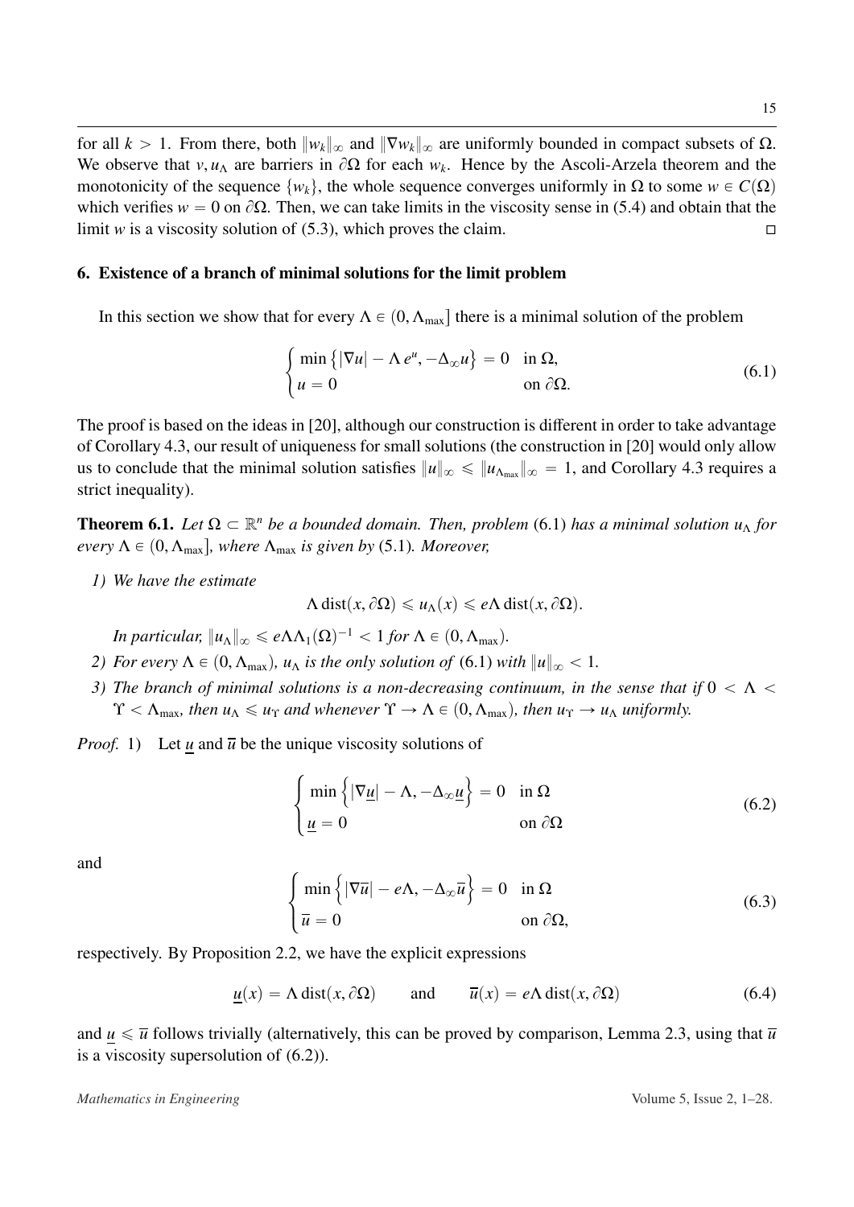for all $k > 1$. From there, both $\|w_k\|_\infty$ and $\|\nabla w_k\|_\infty$ are uniformly bounded in compact subsets of $\Omega$. We observe that $v, u_\Lambda$ are barriers in $\partial\Omega$ for each $w_k$. Hence by the Ascoli-Arzela theorem and the monotonicity of the sequence $\{w_k\}$, the whole sequence converges uniformly in $\Omega$ to some $w \in C(\Omega)$ which verifies $w = 0$ on $\partial\Omega$. Then, we can take limits in the viscosity sense in (5.4) and obtain that the limit $w$ is a viscosity solution of (5.3), which proves the claim. $\square$

## 6. Existence of a branch of minimal solutions for the limit problem

In this section we show that for every $\Lambda \in (0, \Lambda_{\max}]$ there is a minimal solution of the problem

$$\begin{cases} \min\left\{|\nabla u| - \Lambda\, e^u, -\Delta_\infty u\right\} = 0 & \text{in } \Omega, \\ u = 0 & \text{on } \partial\Omega. \end{cases} \tag{6.1}$$

The proof is based on the ideas in [20], although our construction is different in order to take advantage of Corollary 4.3, our result of uniqueness for small solutions (the construction in [20] would only allow us to conclude that the minimal solution satisfies $\|u\|_\infty \leqslant \|u_{\Lambda_{\max}}\|_\infty = 1$, and Corollary 4.3 requires a strict inequality).

**Theorem 6.1.** *Let $\Omega \subset \mathbb{R}^n$ be a bounded domain. Then, problem* (6.1) *has a minimal solution $u_\Lambda$ for every $\Lambda \in (0, \Lambda_{\max}]$, where $\Lambda_{\max}$ is given by* (5.1)*. Moreover,*

*1) We have the estimate*

$$\Lambda \operatorname{dist}(x, \partial\Omega) \leqslant u_\Lambda(x) \leqslant e\Lambda \operatorname{dist}(x, \partial\Omega).$$

*In particular, $\|u_\Lambda\|_\infty \leqslant e\Lambda\Lambda_1(\Omega)^{-1} < 1$ for $\Lambda \in (0, \Lambda_{\max})$.*

*2) For every $\Lambda \in (0, \Lambda_{\max})$, $u_\Lambda$ is the only solution of* (6.1) *with $\|u\|_\infty < 1$.*

*3) The branch of minimal solutions is a non-decreasing continuum, in the sense that if $0 < \Lambda < \Upsilon < \Lambda_{\max}$, then $u_\Lambda \leqslant u_\Upsilon$ and whenever $\Upsilon \to \Lambda \in (0, \Lambda_{\max})$, then $u_\Upsilon \to u_\Lambda$ uniformly.*

*Proof.* 1) Let $\underline{u}$ and $\overline{u}$ be the unique viscosity solutions of

$$\begin{cases} \min\left\{|\nabla \underline{u}| - \Lambda, -\Delta_\infty \underline{u}\right\} = 0 & \text{in } \Omega \\ \underline{u} = 0 & \text{on } \partial\Omega \end{cases} \tag{6.2}$$

and

$$\begin{cases} \min\left\{|\nabla \overline{u}| - e\Lambda, -\Delta_\infty \overline{u}\right\} = 0 & \text{in } \Omega \\ \overline{u} = 0 & \text{on } \partial\Omega, \end{cases} \tag{6.3}$$

respectively. By Proposition 2.2, we have the explicit expressions

$$\underline{u}(x) = \Lambda \operatorname{dist}(x, \partial\Omega) \qquad \text{and} \qquad \overline{u}(x) = e\Lambda \operatorname{dist}(x, \partial\Omega) \tag{6.4}$$

and $\underline{u} \leqslant \overline{u}$ follows trivially (alternatively, this can be proved by comparison, Lemma 2.3, using that $\overline{u}$ is a viscosity supersolution of (6.2)).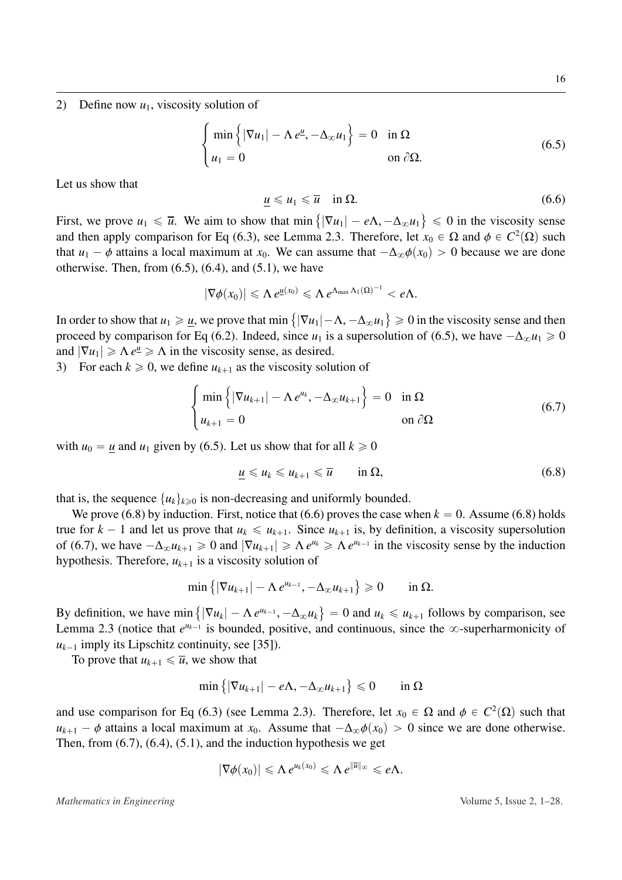2) Define now $u_1$, viscosity solution of

$$
\begin{cases}
\min\left\{|\nabla u_1| - \Lambda\, e^{\underline{u}}, -\Delta_\infty u_1\right\} = 0 & \text{in } \Omega \\
u_1 = 0 & \text{on } \partial\Omega.
\end{cases}
\tag{6.5}
$$

Let us show that

$$
\underline{u} \leqslant u_1 \leqslant \overline{u} \quad \text{in } \Omega. \tag{6.6}
$$

First, we prove $u_1 \leqslant \overline{u}$. We aim to show that $\min\left\{|\nabla u_1| - e\Lambda, -\Delta_\infty u_1\right\} \leqslant 0$ in the viscosity sense and then apply comparison for Eq (6.3), see Lemma 2.3. Therefore, let $x_0 \in \Omega$ and $\phi \in C^2(\Omega)$ such that $u_1 - \phi$ attains a local maximum at $x_0$. We can assume that $-\Delta_\infty \phi(x_0) > 0$ because we are done otherwise. Then, from (6.5), (6.4), and (5.1), we have

$$
|\nabla \phi(x_0)| \leqslant \Lambda\, e^{\underline{u}(x_0)} \leqslant \Lambda\, e^{\Lambda_{\max} \Lambda_1(\Omega)^{-1}} < e\Lambda.
$$

In order to show that $u_1 \geqslant \underline{u}$, we prove that $\min\left\{|\nabla u_1| - \Lambda, -\Delta_\infty u_1\right\} \geqslant 0$ in the viscosity sense and then proceed by comparison for Eq (6.2). Indeed, since $u_1$ is a supersolution of (6.5), we have $-\Delta_\infty u_1 \geqslant 0$ and $|\nabla u_1| \geqslant \Lambda\, e^{\underline{u}} \geqslant \Lambda$ in the viscosity sense, as desired.

3) For each $k \geqslant 0$, we define $u_{k+1}$ as the viscosity solution of

$$
\begin{cases}
\min\left\{|\nabla u_{k+1}| - \Lambda\, e^{u_k}, -\Delta_\infty u_{k+1}\right\} = 0 & \text{in } \Omega \\
u_{k+1} = 0 & \text{on } \partial\Omega
\end{cases}
\tag{6.7}
$$

with $u_0 = \underline{u}$ and $u_1$ given by (6.5). Let us show that for all $k \geqslant 0$

$$
\underline{u} \leqslant u_k \leqslant u_{k+1} \leqslant \overline{u} \qquad \text{in } \Omega, \tag{6.8}
$$

that is, the sequence $\{u_k\}_{k \geqslant 0}$ is non-decreasing and uniformly bounded.

We prove (6.8) by induction. First, notice that (6.6) proves the case when $k = 0$. Assume (6.8) holds true for $k - 1$ and let us prove that $u_k \leqslant u_{k+1}$. Since $u_{k+1}$ is, by definition, a viscosity supersolution of (6.7), we have $-\Delta_\infty u_{k+1} \geqslant 0$ and $|\nabla u_{k+1}| \geqslant \Lambda\, e^{u_k} \geqslant \Lambda\, e^{u_{k-1}}$ in the viscosity sense by the induction hypothesis. Therefore, $u_{k+1}$ is a viscosity solution of

$$
\min\left\{|\nabla u_{k+1}| - \Lambda\, e^{u_{k-1}}, -\Delta_\infty u_{k+1}\right\} \geqslant 0 \qquad \text{in } \Omega.
$$

By definition, we have $\min\left\{|\nabla u_k| - \Lambda\, e^{u_{k-1}}, -\Delta_\infty u_k\right\} = 0$ and $u_k \leqslant u_{k+1}$ follows by comparison, see Lemma 2.3 (notice that $e^{u_{k-1}}$ is bounded, positive, and continuous, since the $\infty$-superharmonicity of $u_{k-1}$ imply its Lipschitz continuity, see [35]).

To prove that $u_{k+1} \leqslant \overline{u}$, we show that

$$
\min\left\{|\nabla u_{k+1}| - e\Lambda, -\Delta_\infty u_{k+1}\right\} \leqslant 0 \qquad \text{in } \Omega
$$

and use comparison for Eq (6.3) (see Lemma 2.3). Therefore, let $x_0 \in \Omega$ and $\phi \in C^2(\Omega)$ such that $u_{k+1} - \phi$ attains a local maximum at $x_0$. Assume that $-\Delta_\infty \phi(x_0) > 0$ since we are done otherwise. Then, from (6.7), (6.4), (5.1), and the induction hypothesis we get

$$
|\nabla \phi(x_0)| \leqslant \Lambda\, e^{u_k(x_0)} \leqslant \Lambda\, e^{\|\overline{u}\|_\infty} \leqslant e\Lambda.
$$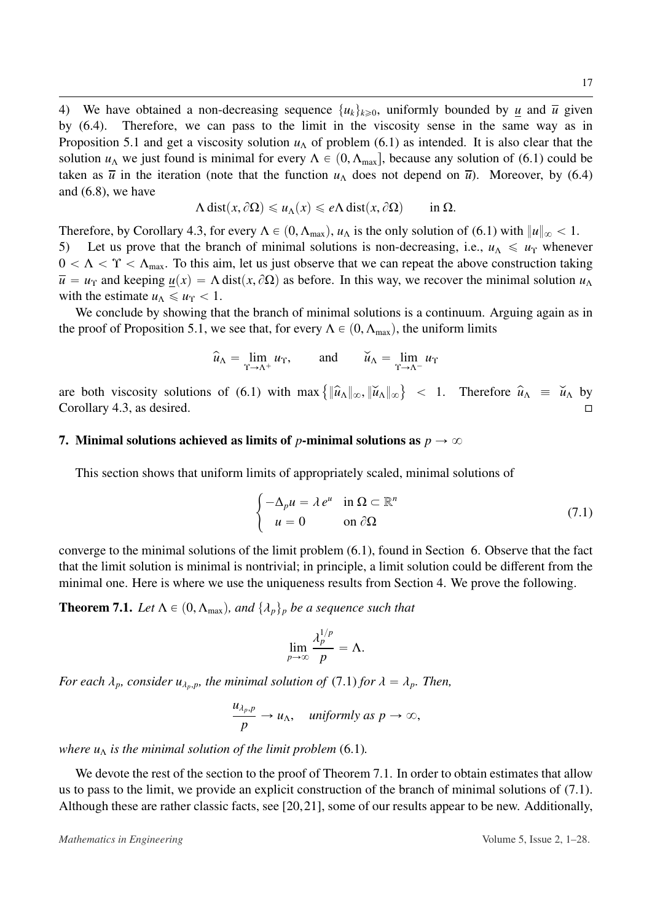4) We have obtained a non-decreasing sequence $\{u_k\}_{k\geqslant 0}$, uniformly bounded by $\underline{u}$ and $\overline{u}$ given by (6.4). Therefore, we can pass to the limit in the viscosity sense in the same way as in Proposition 5.1 and get a viscosity solution $u_\Lambda$ of problem (6.1) as intended. It is also clear that the solution $u_\Lambda$ we just found is minimal for every $\Lambda \in (0, \Lambda_{\max}]$, because any solution of (6.1) could be taken as $\overline{u}$ in the iteration (note that the function $u_\Lambda$ does not depend on $\overline{u}$). Moreover, by (6.4) and (6.8), we have

$$\Lambda \operatorname{dist}(x, \partial\Omega) \leqslant u_\Lambda(x) \leqslant e\Lambda \operatorname{dist}(x, \partial\Omega) \qquad \text{in } \Omega.$$

Therefore, by Corollary 4.3, for every $\Lambda \in (0, \Lambda_{\max})$, $u_\Lambda$ is the only solution of (6.1) with $\|u\|_\infty < 1$.

5) Let us prove that the branch of minimal solutions is non-decreasing, i.e., $u_\Lambda \leqslant u_\Upsilon$ whenever $0 < \Lambda < \Upsilon < \Lambda_{\max}$. To this aim, let us just observe that we can repeat the above construction taking $\overline{u} = u_\Upsilon$ and keeping $\underline{u}(x) = \Lambda \operatorname{dist}(x, \partial\Omega)$ as before. In this way, we recover the minimal solution $u_\Lambda$ with the estimate $u_\Lambda \leqslant u_\Upsilon < 1$.

We conclude by showing that the branch of minimal solutions is a continuum. Arguing again as in the proof of Proposition 5.1, we see that, for every $\Lambda \in (0, \Lambda_{\max})$, the uniform limits

$$\widehat{u}_\Lambda = \lim_{\Upsilon \to \Lambda^+} u_\Upsilon, \qquad \text{and} \qquad \breve{u}_\Lambda = \lim_{\Upsilon \to \Lambda^-} u_\Upsilon$$

are both viscosity solutions of (6.1) with $\max\left\{\|\widehat{u}_\Lambda\|_\infty, \|\breve{u}_\Lambda\|_\infty\right\} < 1$. Therefore $\widehat{u}_\Lambda \equiv \breve{u}_\Lambda$ by Corollary 4.3, as desired. □

## 7. Minimal solutions achieved as limits of $p$-minimal solutions as $p \to \infty$

This section shows that uniform limits of appropriately scaled, minimal solutions of

$$\begin{cases} -\Delta_p u = \lambda\, e^u & \text{in } \Omega \subset \mathbb{R}^n \\ \ \ u = 0 & \text{on } \partial\Omega \end{cases} \tag{7.1}$$

converge to the minimal solutions of the limit problem (6.1), found in Section 6. Observe that the fact that the limit solution is minimal is nontrivial; in principle, a limit solution could be different from the minimal one. Here is where we use the uniqueness results from Section 4. We prove the following.

**Theorem 7.1.** *Let $\Lambda \in (0, \Lambda_{\max})$, and $\{\lambda_p\}_p$ be a sequence such that*

$$\lim_{p\to\infty} \frac{\lambda_p^{1/p}}{p} = \Lambda.$$

*For each $\lambda_p$, consider $u_{\lambda_p,p}$, the minimal solution of (7.1) for $\lambda = \lambda_p$. Then,*

$$\frac{u_{\lambda_p,p}}{p} \to u_\Lambda, \quad \textit{uniformly as } p \to \infty,$$

*where $u_\Lambda$ is the minimal solution of the limit problem (6.1).*

We devote the rest of the section to the proof of Theorem 7.1. In order to obtain estimates that allow us to pass to the limit, we provide an explicit construction of the branch of minimal solutions of (7.1). Although these are rather classic facts, see [20,21], some of our results appear to be new. Additionally,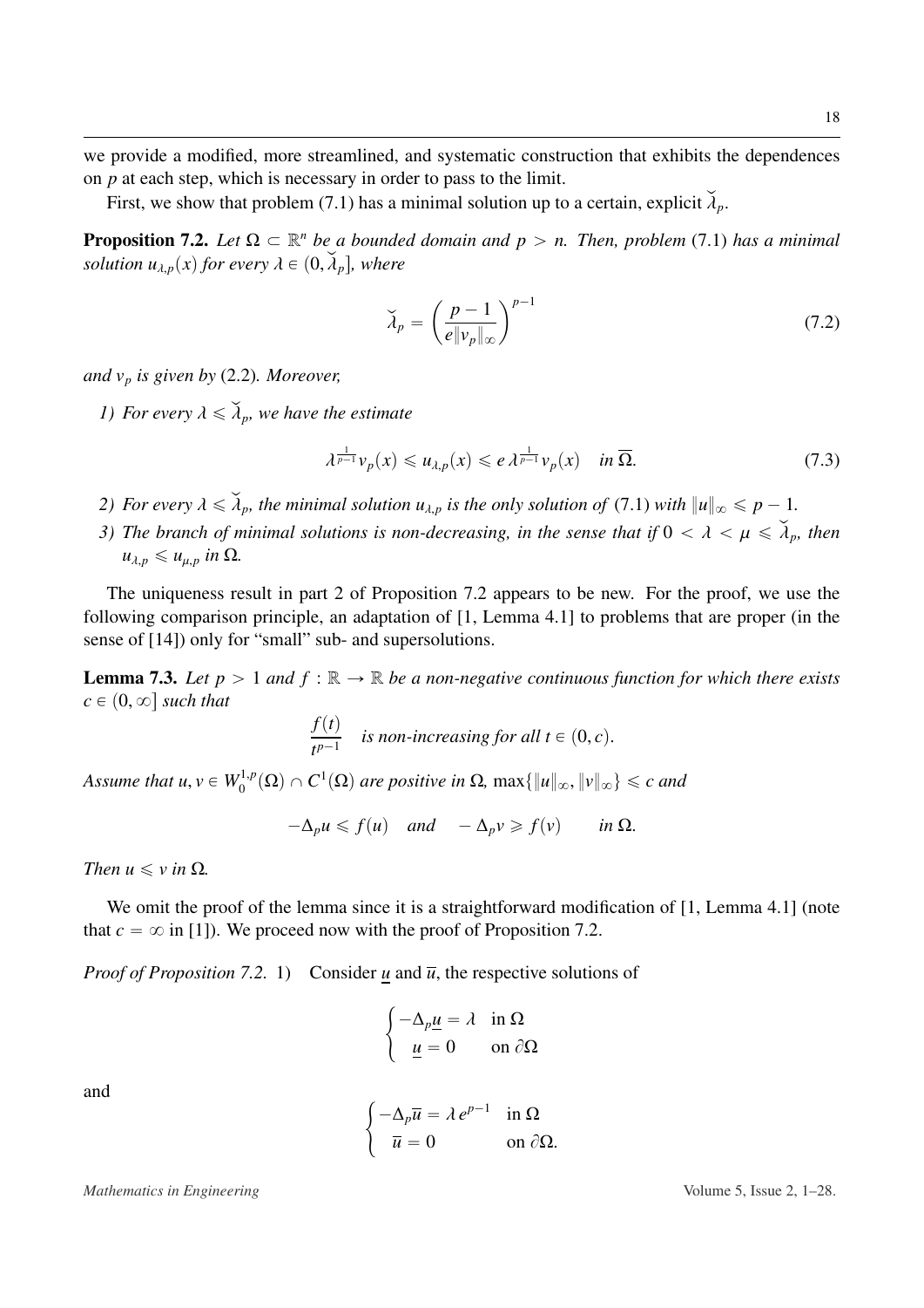we provide a modified, more streamlined, and systematic construction that exhibits the dependences on $p$ at each step, which is necessary in order to pass to the limit.

First, we show that problem (7.1) has a minimal solution up to a certain, explicit $\breve{\lambda}_p$.

**Proposition 7.2.** *Let $\Omega \subset \mathbb{R}^n$ be a bounded domain and $p > n$. Then, problem* (7.1) *has a minimal solution $u_{\lambda,p}(x)$ for every $\lambda \in (0, \breve{\lambda}_p]$, where*

$$\breve{\lambda}_p = \left( \frac{p-1}{e\|v_p\|_\infty} \right)^{p-1} \tag{7.2}$$

*and $v_p$ is given by* (2.2)*. Moreover,*

*1) For every $\lambda \leqslant \breve{\lambda}_p$, we have the estimate*

$$\lambda^{\frac{1}{p-1}} v_p(x) \leqslant u_{\lambda,p}(x) \leqslant e\, \lambda^{\frac{1}{p-1}} v_p(x) \quad \text{in } \overline{\Omega}. \tag{7.3}$$

*2) For every $\lambda \leqslant \breve{\lambda}_p$, the minimal solution $u_{\lambda,p}$ is the only solution of* (7.1) *with $\|u\|_\infty \leqslant p-1$.*

*3) The branch of minimal solutions is non-decreasing, in the sense that if $0 < \lambda < \mu \leqslant \breve{\lambda}_p$, then $u_{\lambda,p} \leqslant u_{\mu,p}$ in $\Omega$.*

The uniqueness result in part 2 of Proposition 7.2 appears to be new. For the proof, we use the following comparison principle, an adaptation of [1, Lemma 4.1] to problems that are proper (in the sense of [14]) only for "small" sub- and supersolutions.

**Lemma 7.3.** *Let $p > 1$ and $f : \mathbb{R} \to \mathbb{R}$ be a non-negative continuous function for which there exists $c \in (0, \infty]$ such that*

$$\frac{f(t)}{t^{p-1}} \quad \text{is non-increasing for all } t \in (0, c).$$

*Assume that $u, v \in W_0^{1,p}(\Omega) \cap C^1(\Omega)$ are positive in $\Omega$, $\max\{\|u\|_\infty, \|v\|_\infty\} \leqslant c$ and*

$$-\Delta_p u \leqslant f(u) \quad \text{and} \quad -\Delta_p v \geqslant f(v) \qquad \text{in } \Omega.$$

*Then $u \leqslant v$ in $\Omega$.*

We omit the proof of the lemma since it is a straightforward modification of [1, Lemma 4.1] (note that $c = \infty$ in [1]). We proceed now with the proof of Proposition 7.2.

*Proof of Proposition 7.2.* 1) Consider $\underline{u}$ and $\overline{u}$, the respective solutions of

$$\begin{cases} -\Delta_p \underline{u} = \lambda & \text{in } \Omega \\ \underline{u} = 0 & \text{on } \partial\Omega \end{cases}$$

and

$$\begin{cases} -\Delta_p \overline{u} = \lambda\, e^{p-1} & \text{in } \Omega \\ \overline{u} = 0 & \text{on } \partial\Omega. \end{cases}$$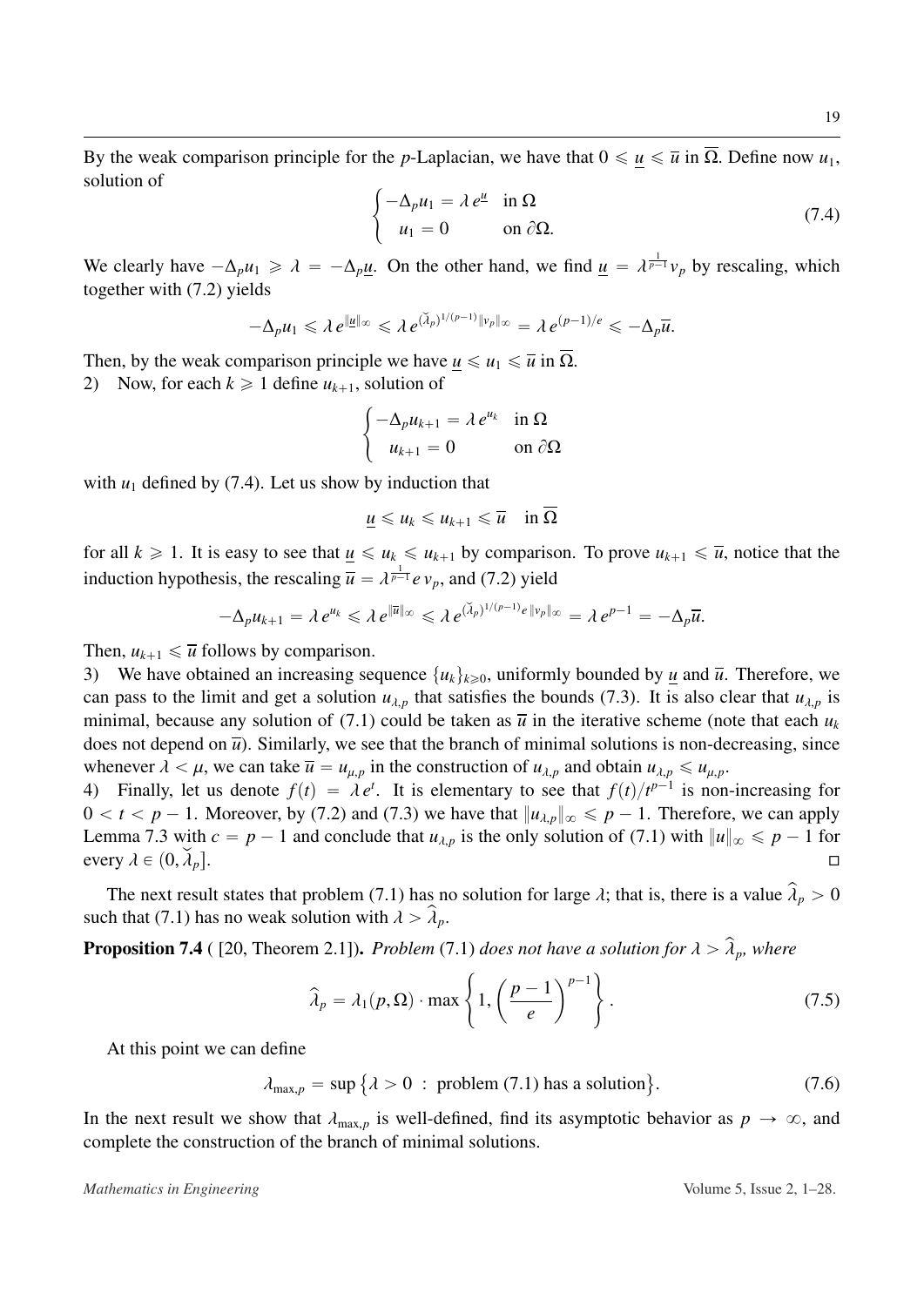By the weak comparison principle for the $p$-Laplacian, we have that $0 \leqslant \underline{u} \leqslant \overline{u}$ in $\overline{\Omega}$. Define now $u_1$, solution of

$$
\begin{cases} -\Delta_p u_1 = \lambda \, e^{\underline{u}} & \text{in } \Omega \\ \quad u_1 = 0 & \text{on } \partial\Omega. \end{cases} \tag{7.4}
$$

We clearly have $-\Delta_p u_1 \geqslant \lambda = -\Delta_p \underline{u}$. On the other hand, we find $\underline{u} = \lambda^{\frac{1}{p-1}} v_p$ by rescaling, which together with (7.2) yields

$$
-\Delta_p u_1 \leqslant \lambda \, e^{\|\underline{u}\|_\infty} \leqslant \lambda \, e^{(\breve{\lambda}_p)^{1/(p-1)} \|v_p\|_\infty} = \lambda \, e^{(p-1)/e} \leqslant -\Delta_p \overline{u}.
$$

Then, by the weak comparison principle we have $\underline{u} \leqslant u_1 \leqslant \overline{u}$ in $\overline{\Omega}$.

2) Now, for each $k \geqslant 1$ define $u_{k+1}$, solution of

$$
\begin{cases} -\Delta_p u_{k+1} = \lambda \, e^{u_k} & \text{in } \Omega \\ \quad u_{k+1} = 0 & \text{on } \partial\Omega \end{cases}
$$

with $u_1$ defined by (7.4). Let us show by induction that

$$
\underline{u} \leqslant u_k \leqslant u_{k+1} \leqslant \overline{u} \quad \text{in } \overline{\Omega}
$$

for all $k \geqslant 1$. It is easy to see that $\underline{u} \leqslant u_k \leqslant u_{k+1}$ by comparison. To prove $u_{k+1} \leqslant \overline{u}$, notice that the induction hypothesis, the rescaling $\overline{u} = \lambda^{\frac{1}{p-1}} e \, v_p$, and (7.2) yield

$$
-\Delta_p u_{k+1} = \lambda \, e^{u_k} \leqslant \lambda \, e^{\|\overline{u}\|_\infty} \leqslant \lambda \, e^{(\breve{\lambda}_p)^{1/(p-1)} e \|v_p\|_\infty} = \lambda \, e^{p-1} = -\Delta_p \overline{u}.
$$

Then, $u_{k+1} \leqslant \overline{u}$ follows by comparison.

3) We have obtained an increasing sequence $\{u_k\}_{k \geqslant 0}$, uniformly bounded by $\underline{u}$ and $\overline{u}$. Therefore, we can pass to the limit and get a solution $u_{\lambda,p}$ that satisfies the bounds (7.3). It is also clear that $u_{\lambda,p}$ is minimal, because any solution of (7.1) could be taken as $\overline{u}$ in the iterative scheme (note that each $u_k$ does not depend on $\overline{u}$). Similarly, we see that the branch of minimal solutions is non-decreasing, since whenever $\lambda < \mu$, we can take $\overline{u} = u_{\mu,p}$ in the construction of $u_{\lambda,p}$ and obtain $u_{\lambda,p} \leqslant u_{\mu,p}$.

4) Finally, let us denote $f(t) = \lambda \, e^t$. It is elementary to see that $f(t)/t^{p-1}$ is non-increasing for $0 < t < p-1$. Moreover, by (7.2) and (7.3) we have that $\|u_{\lambda,p}\|_\infty \leqslant p-1$. Therefore, we can apply Lemma 7.3 with $c = p-1$ and conclude that $u_{\lambda,p}$ is the only solution of (7.1) with $\|u\|_\infty \leqslant p-1$ for every $\lambda \in (0, \breve{\lambda}_p]$. □

The next result states that problem (7.1) has no solution for large $\lambda$; that is, there is a value $\widehat{\lambda}_p > 0$ such that (7.1) has no weak solution with $\lambda > \widehat{\lambda}_p$.

**Proposition 7.4** ( [20, Theorem 2.1]). *Problem* (7.1) *does not have a solution for $\lambda > \widehat{\lambda}_p$, where*

$$
\widehat{\lambda}_p = \lambda_1(p, \Omega) \cdot \max\left\{1, \left(\frac{p-1}{e}\right)^{p-1}\right\}. \tag{7.5}
$$

At this point we can define

$$
\lambda_{\max,p} = \sup\left\{\lambda > 0 \; : \; \text{problem (7.1) has a solution}\right\}. \tag{7.6}
$$

In the next result we show that $\lambda_{\max,p}$ is well-defined, find its asymptotic behavior as $p \to \infty$, and complete the construction of the branch of minimal solutions.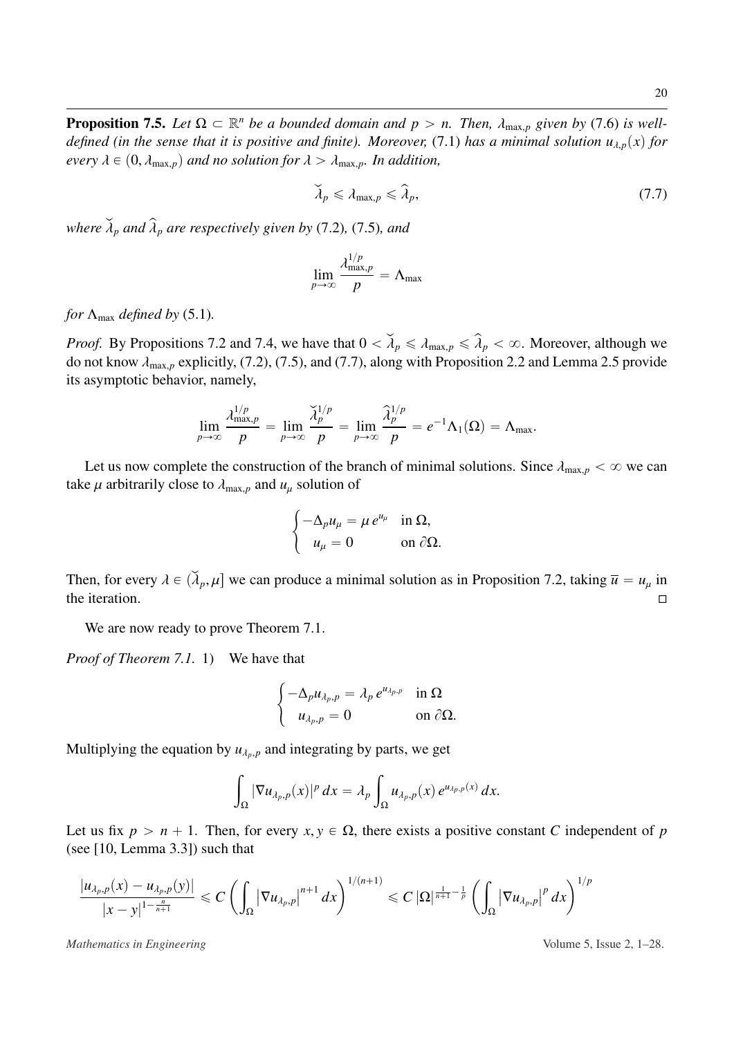**Proposition 7.5.** *Let $\Omega \subset \mathbb{R}^n$ be a bounded domain and $p > n$. Then, $\lambda_{\max,p}$ given by* (7.6) *is well-defined (in the sense that it is positive and finite). Moreover,* (7.1) *has a minimal solution $u_{\lambda,p}(x)$ for every $\lambda \in (0, \lambda_{\max,p})$ and no solution for $\lambda > \lambda_{\max,p}$. In addition,*

$$\breve{\lambda}_p \leqslant \lambda_{\max,p} \leqslant \widehat{\lambda}_p, \tag{7.7}$$

*where $\breve{\lambda}_p$ and $\widehat{\lambda}_p$ are respectively given by* (7.2)*,* (7.5)*, and*

$$\lim_{p\to\infty} \frac{\lambda_{\max,p}^{1/p}}{p} = \Lambda_{\max}$$

*for $\Lambda_{\max}$ defined by* (5.1)*.*

*Proof.* By Propositions 7.2 and 7.4, we have that $0 < \breve{\lambda}_p \leqslant \lambda_{\max,p} \leqslant \widehat{\lambda}_p < \infty$. Moreover, although we do not know $\lambda_{\max,p}$ explicitly, (7.2), (7.5), and (7.7), along with Proposition 2.2 and Lemma 2.5 provide its asymptotic behavior, namely,

$$\lim_{p\to\infty} \frac{\lambda_{\max,p}^{1/p}}{p} = \lim_{p\to\infty} \frac{\breve{\lambda}_p^{1/p}}{p} = \lim_{p\to\infty} \frac{\widehat{\lambda}_p^{1/p}}{p} = e^{-1}\Lambda_1(\Omega) = \Lambda_{\max}.$$

Let us now complete the construction of the branch of minimal solutions. Since $\lambda_{\max,p} < \infty$ we can take $\mu$ arbitrarily close to $\lambda_{\max,p}$ and $u_\mu$ solution of

$$\begin{cases} -\Delta_p u_\mu = \mu\, e^{u_\mu} & \text{in } \Omega, \\ \quad u_\mu = 0 & \text{on } \partial\Omega. \end{cases}$$

Then, for every $\lambda \in (\breve{\lambda}_p, \mu]$ we can produce a minimal solution as in Proposition 7.2, taking $\overline{u} = u_\mu$ in the iteration. $\square$

We are now ready to prove Theorem 7.1.

*Proof of Theorem 7.1.* 1) We have that

$$\begin{cases} -\Delta_p u_{\lambda_p,p} = \lambda_p\, e^{u_{\lambda_p,p}} & \text{in } \Omega \\ \quad u_{\lambda_p,p} = 0 & \text{on } \partial\Omega. \end{cases}$$

Multiplying the equation by $u_{\lambda_p,p}$ and integrating by parts, we get

$$\int_\Omega |\nabla u_{\lambda_p,p}(x)|^p\, dx = \lambda_p \int_\Omega u_{\lambda_p,p}(x)\, e^{u_{\lambda_p,p}(x)}\, dx.$$

Let us fix $p > n+1$. Then, for every $x, y \in \Omega$, there exists a positive constant $C$ independent of $p$ (see [10, Lemma 3.3]) such that

$$\frac{|u_{\lambda_p,p}(x) - u_{\lambda_p,p}(y)|}{|x-y|^{1-\frac{n}{n+1}}} \leqslant C \left( \int_\Omega \left|\nabla u_{\lambda_p,p}\right|^{n+1} dx \right)^{1/(n+1)} \leqslant C\, |\Omega|^{\frac{1}{n+1}-\frac{1}{p}} \left( \int_\Omega \left|\nabla u_{\lambda_p,p}\right|^p dx \right)^{1/p}$$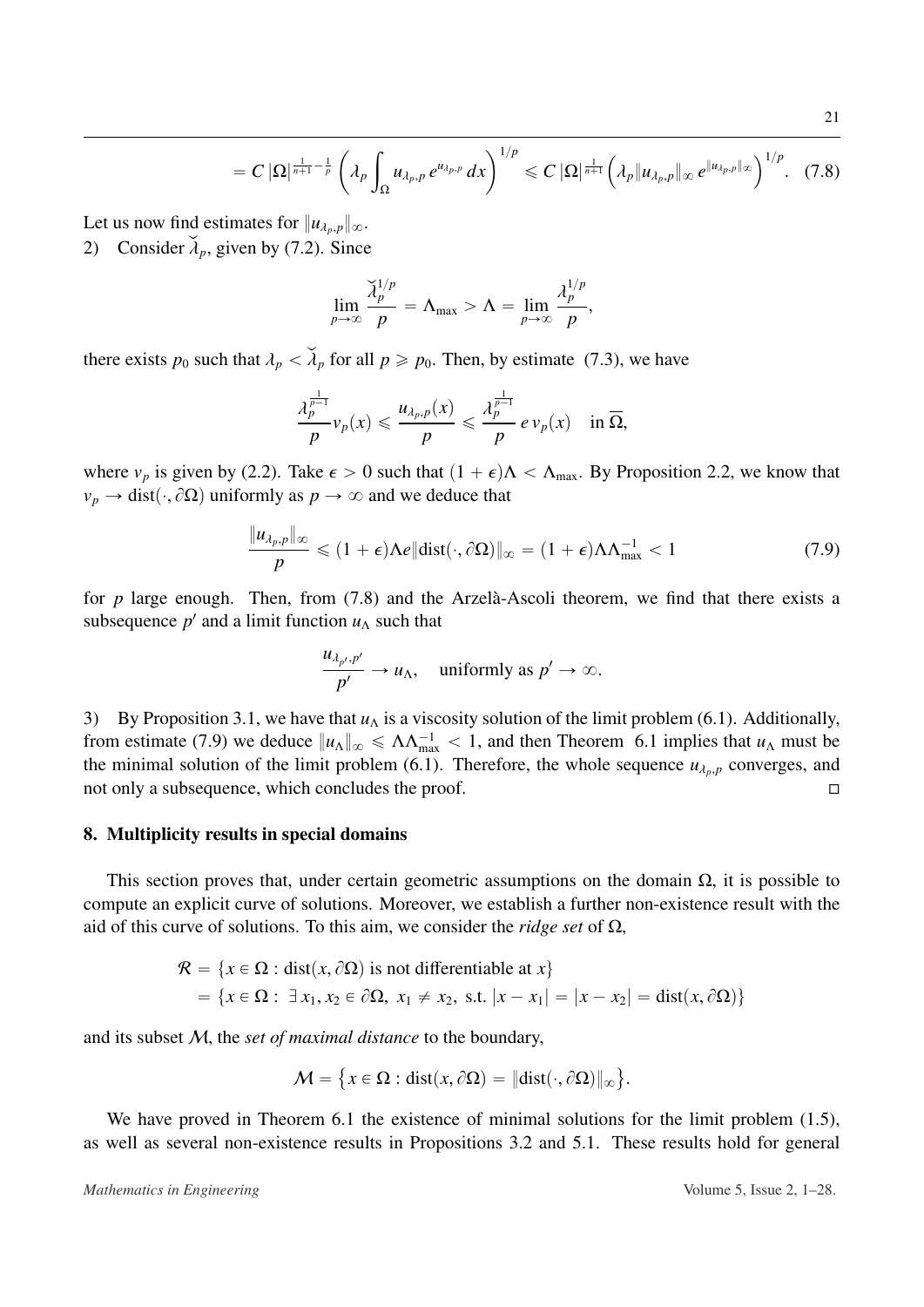$$= C\,|\Omega|^{\frac{1}{n+1}-\frac{1}{p}} \left(\lambda_p \int_\Omega u_{\lambda_p,p}\, e^{u_{\lambda_p,p}}\, dx\right)^{1/p} \leqslant C\,|\Omega|^{\frac{1}{n+1}} \left(\lambda_p \|u_{\lambda_p,p}\|_\infty\, e^{\|u_{\lambda_p,p}\|_\infty}\right)^{1/p}. \quad (7.8)$$

Let us now find estimates for $\|u_{\lambda_p,p}\|_\infty$.

2) Consider $\breve{\lambda}_p$, given by (7.2). Since

$$\lim_{p\to\infty} \frac{\breve{\lambda}_p^{1/p}}{p} = \Lambda_{\max} > \Lambda = \lim_{p\to\infty} \frac{\lambda_p^{1/p}}{p},$$

there exists $p_0$ such that $\lambda_p < \breve{\lambda}_p$ for all $p \geqslant p_0$. Then, by estimate (7.3), we have

$$\frac{\lambda_p^{\frac{1}{p-1}}}{p} v_p(x) \leqslant \frac{u_{\lambda_p,p}(x)}{p} \leqslant \frac{\lambda_p^{\frac{1}{p-1}}}{p}\, e\, v_p(x) \quad \text{in } \overline{\Omega},$$

where $v_p$ is given by (2.2). Take $\epsilon > 0$ such that $(1+\epsilon)\Lambda < \Lambda_{\max}$. By Proposition 2.2, we know that $v_p \to \mathrm{dist}(\cdot, \partial\Omega)$ uniformly as $p \to \infty$ and we deduce that

$$\frac{\|u_{\lambda_p,p}\|_\infty}{p} \leqslant (1+\epsilon)\Lambda e \|\mathrm{dist}(\cdot, \partial\Omega)\|_\infty = (1+\epsilon)\Lambda\Lambda_{\max}^{-1} < 1 \quad (7.9)$$

for $p$ large enough. Then, from (7.8) and the Arzelà-Ascoli theorem, we find that there exists a subsequence $p'$ and a limit function $u_\Lambda$ such that

$$\frac{u_{\lambda_{p'},p'}}{p'} \to u_\Lambda, \quad \text{uniformly as } p' \to \infty.$$

3) By Proposition 3.1, we have that $u_\Lambda$ is a viscosity solution of the limit problem (6.1). Additionally, from estimate (7.9) we deduce $\|u_\Lambda\|_\infty \leqslant \Lambda\Lambda_{\max}^{-1} < 1$, and then Theorem 6.1 implies that $u_\Lambda$ must be the minimal solution of the limit problem (6.1). Therefore, the whole sequence $u_{\lambda_p,p}$ converges, and not only a subsequence, which concludes the proof. □

## 8. Multiplicity results in special domains

This section proves that, under certain geometric assumptions on the domain $\Omega$, it is possible to compute an explicit curve of solutions. Moreover, we establish a further non-existence result with the aid of this curve of solutions. To this aim, we consider the *ridge set* of $\Omega$,

$$\begin{aligned}\mathcal{R} &= \{x \in \Omega : \mathrm{dist}(x, \partial\Omega) \text{ is not differentiable at } x\} \\ &= \{x \in \Omega : \exists\, x_1, x_2 \in \partial\Omega,\ x_1 \neq x_2, \text{ s.t. } |x - x_1| = |x - x_2| = \mathrm{dist}(x, \partial\Omega)\}\end{aligned}$$

and its subset $\mathcal{M}$, the *set of maximal distance* to the boundary,

$$\mathcal{M} = \left\{x \in \Omega : \mathrm{dist}(x, \partial\Omega) = \|\mathrm{dist}(\cdot, \partial\Omega)\|_\infty\right\}.$$

We have proved in Theorem 6.1 the existence of minimal solutions for the limit problem (1.5), as well as several non-existence results in Propositions 3.2 and 5.1. These results hold for general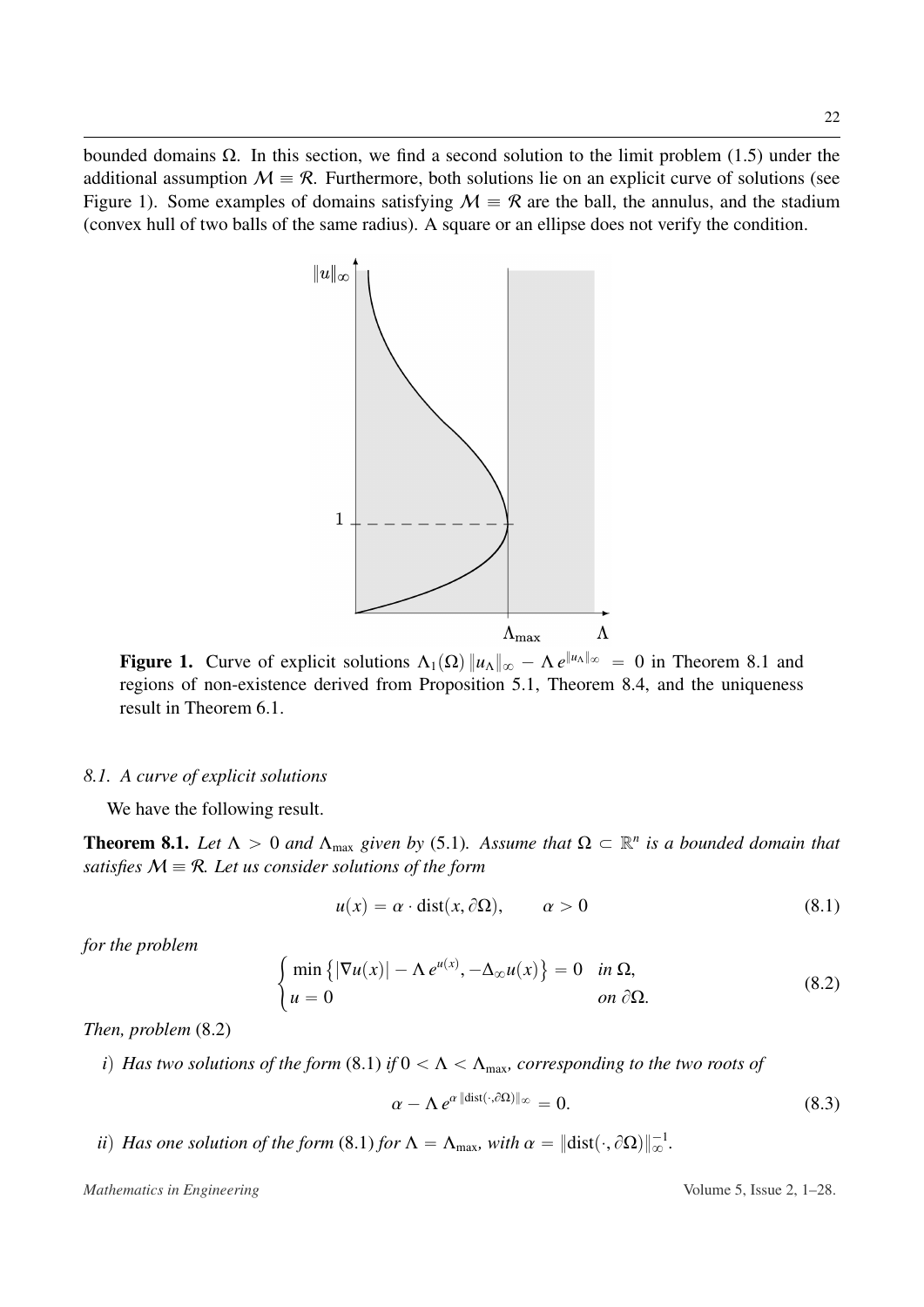bounded domains $\Omega$. In this section, we find a second solution to the limit problem (1.5) under the additional assumption $\mathcal{M} \equiv \mathcal{R}$. Furthermore, both solutions lie on an explicit curve of solutions (see Figure 1). Some examples of domains satisfying $\mathcal{M} \equiv \mathcal{R}$ are the ball, the annulus, and the stadium (convex hull of two balls of the same radius). A square or an ellipse does not verify the condition.

**Figure 1.** Curve of explicit solutions $\Lambda_1(\Omega)\,\|u_\Lambda\|_\infty - \Lambda\, e^{\|u_\Lambda\|_\infty} = 0$ in Theorem 8.1 and regions of non-existence derived from Proposition 5.1, Theorem 8.4, and the uniqueness result in Theorem 6.1.

### *8.1. A curve of explicit solutions*

We have the following result.

**Theorem 8.1.** *Let $\Lambda > 0$ and $\Lambda_{\max}$ given by* (5.1)*. Assume that $\Omega \subset \mathbb{R}^n$ is a bounded domain that satisfies $\mathcal{M} \equiv \mathcal{R}$. Let us consider solutions of the form*

$$u(x) = \alpha \cdot \operatorname{dist}(x, \partial\Omega), \qquad \alpha > 0 \tag{8.1}$$

*for the problem*

$$\begin{cases} \min\left\{|\nabla u(x)| - \Lambda\, e^{u(x)}, -\Delta_\infty u(x)\right\} = 0 & \text{in } \Omega, \\ u = 0 & \text{on } \partial\Omega. \end{cases} \tag{8.2}$$

*Then, problem* (8.2)

*i) Has two solutions of the form* (8.1) *if $0 < \Lambda < \Lambda_{\max}$, corresponding to the two roots of*

$$\alpha - \Lambda\, e^{\alpha\,\|\operatorname{dist}(\cdot,\partial\Omega)\|_\infty} = 0. \tag{8.3}$$

*ii) Has one solution of the form* (8.1) *for $\Lambda = \Lambda_{\max}$, with $\alpha = \|\operatorname{dist}(\cdot, \partial\Omega)\|_\infty^{-1}$.*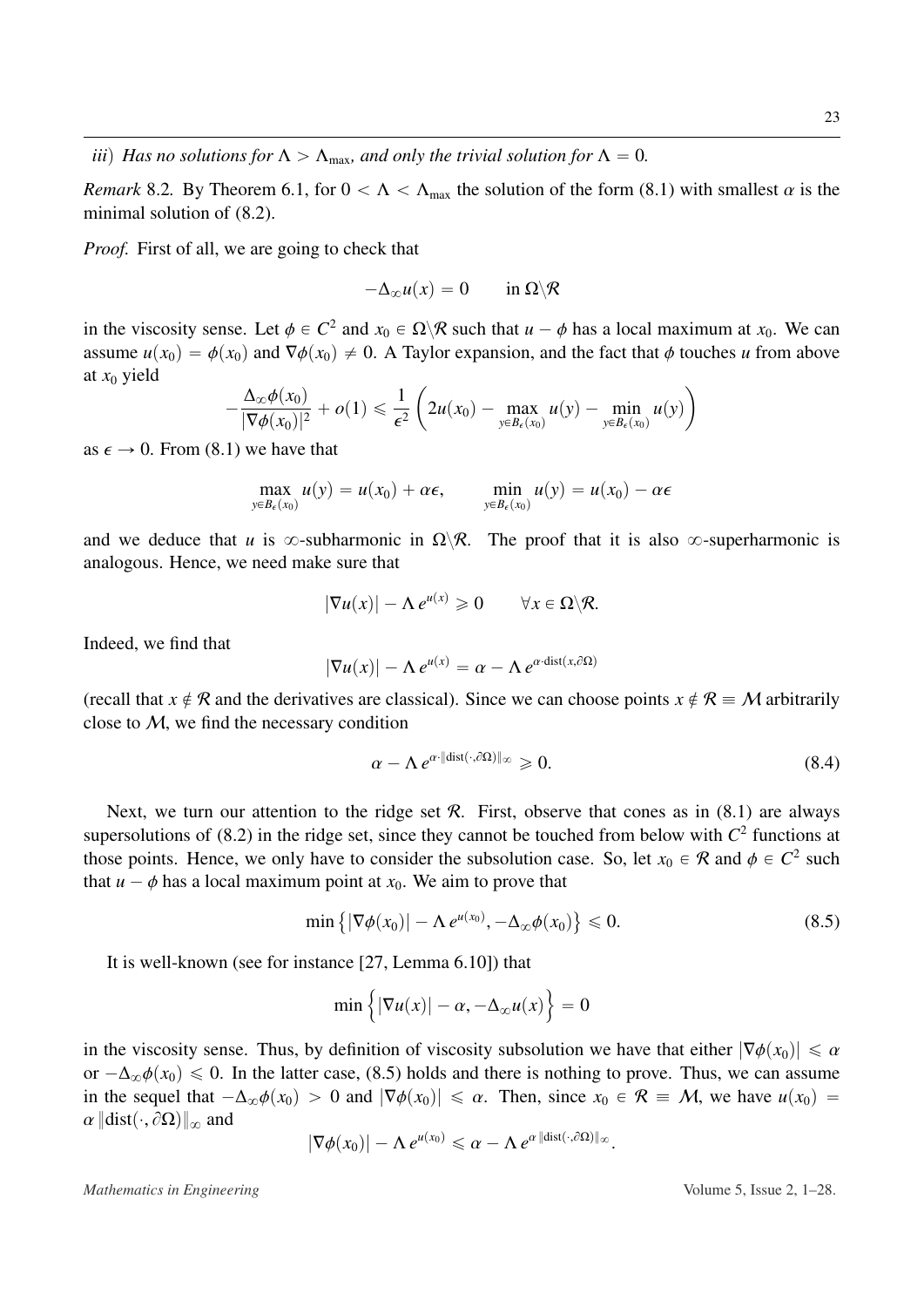*iii*) *Has no solutions for $\Lambda > \Lambda_{\max}$, and only the trivial solution for $\Lambda = 0$.*

*Remark* 8.2. By Theorem 6.1, for $0 < \Lambda < \Lambda_{\max}$ the solution of the form (8.1) with smallest $\alpha$ is the minimal solution of (8.2).

*Proof.* First of all, we are going to check that

$$-\Delta_\infty u(x) = 0 \qquad \text{in } \Omega\backslash\mathcal{R}$$

in the viscosity sense. Let $\phi \in C^2$ and $x_0 \in \Omega\backslash\mathcal{R}$ such that $u - \phi$ has a local maximum at $x_0$. We can assume $u(x_0) = \phi(x_0)$ and $\nabla\phi(x_0) \neq 0$. A Taylor expansion, and the fact that $\phi$ touches $u$ from above at $x_0$ yield

$$-\frac{\Delta_\infty \phi(x_0)}{|\nabla\phi(x_0)|^2} + o(1) \leqslant \frac{1}{\epsilon^2}\left(2u(x_0) - \max_{y\in B_\epsilon(x_0)} u(y) - \min_{y\in B_\epsilon(x_0)} u(y)\right)$$

as $\epsilon \to 0$. From (8.1) we have that

$$\max_{y\in B_\epsilon(x_0)} u(y) = u(x_0) + \alpha\epsilon, \qquad \min_{y\in B_\epsilon(x_0)} u(y) = u(x_0) - \alpha\epsilon$$

and we deduce that $u$ is $\infty$-subharmonic in $\Omega\backslash\mathcal{R}$. The proof that it is also $\infty$-superharmonic is analogous. Hence, we need make sure that

$$|\nabla u(x)| - \Lambda\, e^{u(x)} \geqslant 0 \qquad \forall x \in \Omega\backslash\mathcal{R}.$$

Indeed, we find that

$$|\nabla u(x)| - \Lambda\, e^{u(x)} = \alpha - \Lambda\, e^{\alpha\cdot \operatorname{dist}(x,\partial\Omega)}$$

(recall that $x \notin \mathcal{R}$ and the derivatives are classical). Since we can choose points $x \notin \mathcal{R} \equiv \mathcal{M}$ arbitrarily close to $\mathcal{M}$, we find the necessary condition

$$\alpha - \Lambda\, e^{\alpha\cdot\|\operatorname{dist}(\cdot,\partial\Omega)\|_\infty} \geqslant 0. \tag{8.4}$$

Next, we turn our attention to the ridge set $\mathcal{R}$. First, observe that cones as in (8.1) are always supersolutions of (8.2) in the ridge set, since they cannot be touched from below with $C^2$ functions at those points. Hence, we only have to consider the subsolution case. So, let $x_0 \in \mathcal{R}$ and $\phi \in C^2$ such that $u - \phi$ has a local maximum point at $x_0$. We aim to prove that

$$\min\left\{|\nabla\phi(x_0)| - \Lambda\, e^{u(x_0)}, -\Delta_\infty\phi(x_0)\right\} \leqslant 0. \tag{8.5}$$

It is well-known (see for instance [27, Lemma 6.10]) that

$$\min\left\{|\nabla u(x)| - \alpha, -\Delta_\infty u(x)\right\} = 0$$

in the viscosity sense. Thus, by definition of viscosity subsolution we have that either $|\nabla\phi(x_0)| \leqslant \alpha$ or $-\Delta_\infty\phi(x_0) \leqslant 0$. In the latter case, (8.5) holds and there is nothing to prove. Thus, we can assume in the sequel that $-\Delta_\infty\phi(x_0) > 0$ and $|\nabla\phi(x_0)| \leqslant \alpha$. Then, since $x_0 \in \mathcal{R} \equiv \mathcal{M}$, we have $u(x_0) = \alpha\,\|\operatorname{dist}(\cdot,\partial\Omega)\|_\infty$ and

$$|\nabla\phi(x_0)| - \Lambda\, e^{u(x_0)} \leqslant \alpha - \Lambda\, e^{\alpha\,\|\operatorname{dist}(\cdot,\partial\Omega)\|_\infty}.$$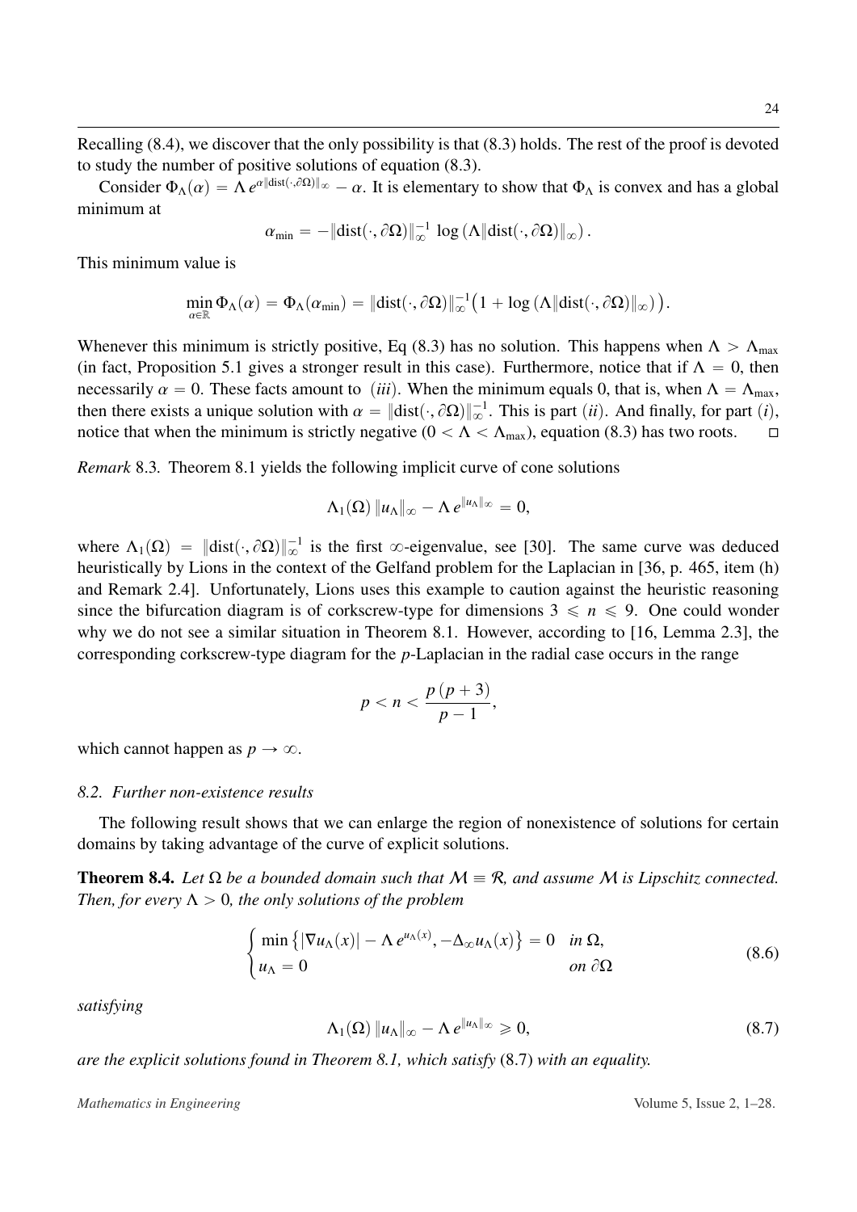Recalling (8.4), we discover that the only possibility is that (8.3) holds. The rest of the proof is devoted to study the number of positive solutions of equation (8.3).

Consider $\Phi_\Lambda(\alpha) = \Lambda\, e^{\alpha \|\mathrm{dist}(\cdot,\partial\Omega)\|_\infty} - \alpha$. It is elementary to show that $\Phi_\Lambda$ is convex and has a global minimum at

$$\alpha_{\min} = -\|\mathrm{dist}(\cdot,\partial\Omega)\|_\infty^{-1} \log\left(\Lambda \|\mathrm{dist}(\cdot,\partial\Omega)\|_\infty\right).$$

This minimum value is

$$\min_{\alpha\in\mathbb{R}} \Phi_\Lambda(\alpha) = \Phi_\Lambda(\alpha_{\min}) = \|\mathrm{dist}(\cdot,\partial\Omega)\|_\infty^{-1}\big(1 + \log\left(\Lambda\|\mathrm{dist}(\cdot,\partial\Omega)\|_\infty\right)\big).$$

Whenever this minimum is strictly positive, Eq (8.3) has no solution. This happens when $\Lambda > \Lambda_{\max}$ (in fact, Proposition 5.1 gives a stronger result in this case). Furthermore, notice that if $\Lambda = 0$, then necessarily $\alpha = 0$. These facts amount to $(iii)$. When the minimum equals 0, that is, when $\Lambda = \Lambda_{\max}$, then there exists a unique solution with $\alpha = \|\mathrm{dist}(\cdot,\partial\Omega)\|_\infty^{-1}$. This is part $(ii)$. And finally, for part $(i)$, notice that when the minimum is strictly negative ($0 < \Lambda < \Lambda_{\max}$), equation (8.3) has two roots. $\square$

*Remark* 8.3. Theorem 8.1 yields the following implicit curve of cone solutions

$$\Lambda_1(\Omega)\,\|u_\Lambda\|_\infty - \Lambda\, e^{\|u_\Lambda\|_\infty} = 0,$$

where $\Lambda_1(\Omega) = \|\mathrm{dist}(\cdot,\partial\Omega)\|_\infty^{-1}$ is the first $\infty$-eigenvalue, see [30]. The same curve was deduced heuristically by Lions in the context of the Gelfand problem for the Laplacian in [36, p. 465, item (h) and Remark 2.4]. Unfortunately, Lions uses this example to caution against the heuristic reasoning since the bifurcation diagram is of corkscrew-type for dimensions $3 \leqslant n \leqslant 9$. One could wonder why we do not see a similar situation in Theorem 8.1. However, according to [16, Lemma 2.3], the corresponding corkscrew-type diagram for the $p$-Laplacian in the radial case occurs in the range

$$p < n < \frac{p\,(p+3)}{p-1},$$

which cannot happen as $p \to \infty$.

### *8.2. Further non-existence results*

The following result shows that we can enlarge the region of nonexistence of solutions for certain domains by taking advantage of the curve of explicit solutions.

**Theorem 8.4.** *Let $\Omega$ be a bounded domain such that $\mathcal{M} \equiv \mathcal{R}$, and assume $\mathcal{M}$ is Lipschitz connected. Then, for every $\Lambda > 0$, the only solutions of the problem*

$$\begin{cases} \min\left\{|\nabla u_\Lambda(x)| - \Lambda\, e^{u_\Lambda(x)}, -\Delta_\infty u_\Lambda(x)\right\} = 0 & \text{in } \Omega, \\ u_\Lambda = 0 & \text{on } \partial\Omega \end{cases} \tag{8.6}$$

*satisfying*

$$\Lambda_1(\Omega)\,\|u_\Lambda\|_\infty - \Lambda\, e^{\|u_\Lambda\|_\infty} \geqslant 0, \tag{8.7}$$

*are the explicit solutions found in Theorem 8.1, which satisfy* (8.7) *with an equality.*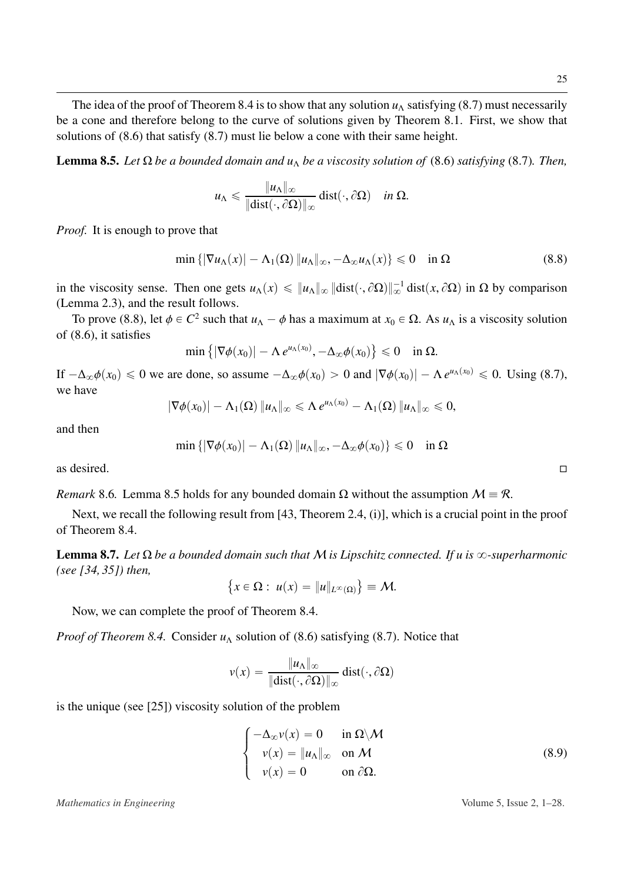The idea of the proof of Theorem 8.4 is to show that any solution $u_\Lambda$ satisfying (8.7) must necessarily be a cone and therefore belong to the curve of solutions given by Theorem 8.1. First, we show that solutions of (8.6) that satisfy (8.7) must lie below a cone with their same height.

**Lemma 8.5.** *Let $\Omega$ be a bounded domain and $u_\Lambda$ be a viscosity solution of* (8.6) *satisfying* (8.7)*. Then,*

$$u_\Lambda \leqslant \frac{\|u_\Lambda\|_\infty}{\|\mathrm{dist}(\cdot, \partial\Omega)\|_\infty} \mathrm{dist}(\cdot, \partial\Omega) \quad in\ \Omega.$$

*Proof.* It is enough to prove that

$$\min\{|\nabla u_\Lambda(x)| - \Lambda_1(\Omega)\,\|u_\Lambda\|_\infty, -\Delta_\infty u_\Lambda(x)\} \leqslant 0 \quad \text{in } \Omega \tag{8.8}$$

in the viscosity sense. Then one gets $u_\Lambda(x) \leqslant \|u_\Lambda\|_\infty \|\mathrm{dist}(\cdot, \partial\Omega)\|_\infty^{-1} \mathrm{dist}(x, \partial\Omega)$ in $\Omega$ by comparison (Lemma 2.3), and the result follows.

To prove (8.8), let $\phi \in C^2$ such that $u_\Lambda - \phi$ has a maximum at $x_0 \in \Omega$. As $u_\Lambda$ is a viscosity solution of (8.6), it satisfies

$$\min\left\{|\nabla\phi(x_0)| - \Lambda\, e^{u_\Lambda(x_0)}, -\Delta_\infty\phi(x_0)\right\} \leqslant 0 \quad \text{in } \Omega.$$

If $-\Delta_\infty\phi(x_0) \leqslant 0$ we are done, so assume $-\Delta_\infty\phi(x_0) > 0$ and $|\nabla\phi(x_0)| - \Lambda\, e^{u_\Lambda(x_0)} \leqslant 0$. Using (8.7), we have

$$|\nabla\phi(x_0)| - \Lambda_1(\Omega)\,\|u_\Lambda\|_\infty \leqslant \Lambda\, e^{u_\Lambda(x_0)} - \Lambda_1(\Omega)\,\|u_\Lambda\|_\infty \leqslant 0,$$

and then

$$\min\{|\nabla\phi(x_0)| - \Lambda_1(\Omega)\,\|u_\Lambda\|_\infty, -\Delta_\infty\phi(x_0)\} \leqslant 0 \quad \text{in } \Omega$$

as desired. □

*Remark* 8.6. Lemma 8.5 holds for any bounded domain $\Omega$ without the assumption $\mathcal{M} \equiv \mathcal{R}$.

Next, we recall the following result from [43, Theorem 2.4, (i)], which is a crucial point in the proof of Theorem 8.4.

**Lemma 8.7.** *Let $\Omega$ be a bounded domain such that $\mathcal{M}$ is Lipschitz connected. If $u$ is $\infty$-superharmonic (see [34, 35]) then,*

$$\left\{x \in \Omega : \ u(x) = \|u\|_{L^\infty(\Omega)}\right\} \equiv \mathcal{M}.$$

Now, we can complete the proof of Theorem 8.4.

*Proof of Theorem 8.4.* Consider $u_\Lambda$ solution of (8.6) satisfying (8.7). Notice that

$$v(x) = \frac{\|u_\Lambda\|_\infty}{\|\mathrm{dist}(\cdot, \partial\Omega)\|_\infty} \mathrm{dist}(\cdot, \partial\Omega)$$

is the unique (see [25]) viscosity solution of the problem

$$\begin{cases} -\Delta_\infty v(x) = 0 & \text{in } \Omega\backslash\mathcal{M} \\ \ \ v(x) = \|u_\Lambda\|_\infty & \text{on } \mathcal{M} \\ \ \ v(x) = 0 & \text{on } \partial\Omega. \end{cases} \tag{8.9}$$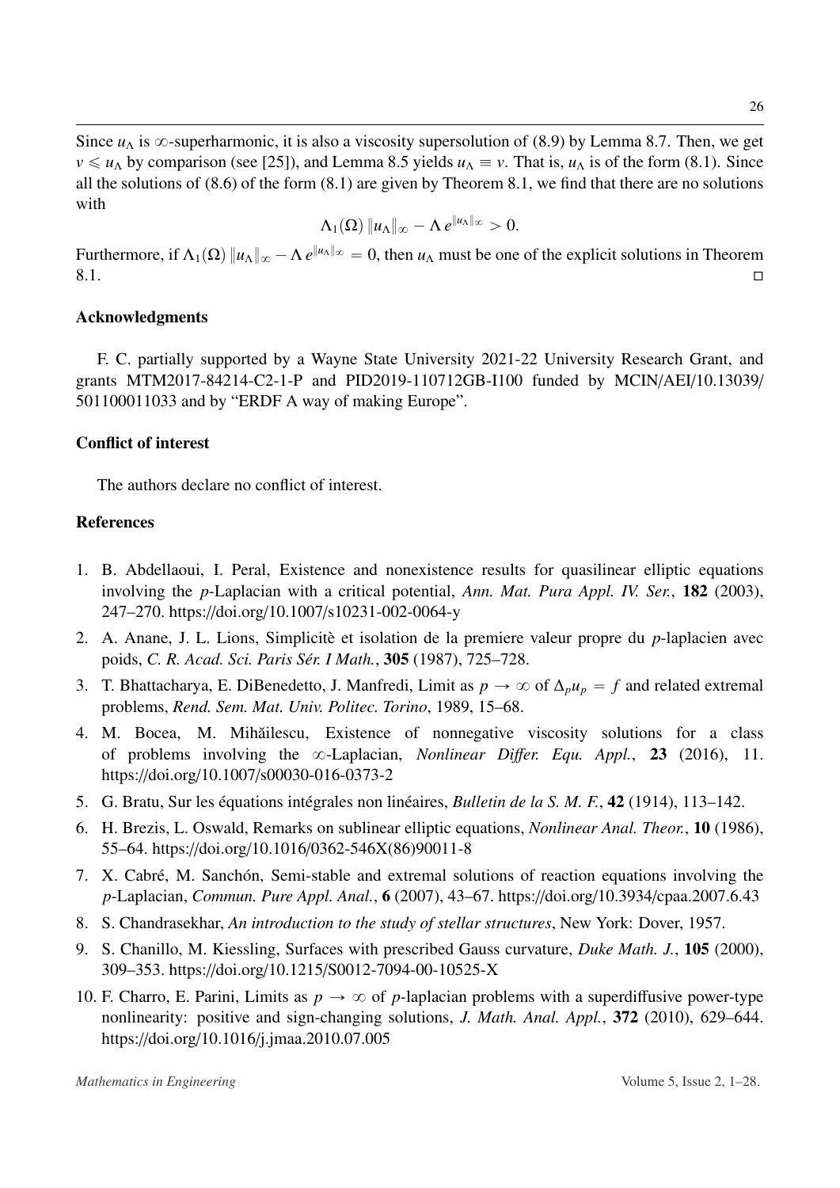Since $u_\Lambda$ is $\infty$-superharmonic, it is also a viscosity supersolution of (8.9) by Lemma 8.7. Then, we get $v \leqslant u_\Lambda$ by comparison (see [25]), and Lemma 8.5 yields $u_\Lambda \equiv v$. That is, $u_\Lambda$ is of the form (8.1). Since all the solutions of (8.6) of the form (8.1) are given by Theorem 8.1, we find that there are no solutions with

$$\Lambda_1(\Omega)\,\|u_\Lambda\|_\infty - \Lambda\, e^{\|u_\Lambda\|_\infty} > 0.$$

Furthermore, if $\Lambda_1(\Omega)\,\|u_\Lambda\|_\infty - \Lambda\, e^{\|u_\Lambda\|_\infty} = 0$, then $u_\Lambda$ must be one of the explicit solutions in Theorem 8.1. $\square$

## Acknowledgments

F. C. partially supported by a Wayne State University 2021-22 University Research Grant, and grants MTM2017-84214-C2-1-P and PID2019-110712GB-I100 funded by MCIN/AEI/10.13039/501100011033 and by "ERDF A way of making Europe".

## Conflict of interest

The authors declare no conflict of interest.

## References

1. B. Abdellaoui, I. Peral, Existence and nonexistence results for quasilinear elliptic equations involving the $p$-Laplacian with a critical potential, *Ann. Mat. Pura Appl. IV. Ser.*, **182** (2003), 247–270. https://doi.org/10.1007/s10231-002-0064-y
2. A. Anane, J. L. Lions, Simplicitè et isolation de la premiere valeur propre du $p$-laplacien avec poids, *C. R. Acad. Sci. Paris Sér. I Math.*, **305** (1987), 725–728.
3. T. Bhattacharya, E. DiBenedetto, J. Manfredi, Limit as $p \to \infty$ of $\Delta_p u_p = f$ and related extremal problems, *Rend. Sem. Mat. Univ. Politec. Torino*, 1989, 15–68.
4. M. Bocea, M. Mihăilescu, Existence of nonnegative viscosity solutions for a class of problems involving the $\infty$-Laplacian, *Nonlinear Differ. Equ. Appl.*, **23** (2016), 11. https://doi.org/10.1007/s00030-016-0373-2
5. G. Bratu, Sur les équations intégrales non linéaires, *Bulletin de la S. M. F.*, **42** (1914), 113–142.
6. H. Brezis, L. Oswald, Remarks on sublinear elliptic equations, *Nonlinear Anal. Theor.*, **10** (1986), 55–64. https://doi.org/10.1016/0362-546X(86)90011-8
7. X. Cabré, M. Sanchón, Semi-stable and extremal solutions of reaction equations involving the $p$-Laplacian, *Commun. Pure Appl. Anal.*, **6** (2007), 43–67. https://doi.org/10.3934/cpaa.2007.6.43
8. S. Chandrasekhar, *An introduction to the study of stellar structures*, New York: Dover, 1957.
9. S. Chanillo, M. Kiessling, Surfaces with prescribed Gauss curvature, *Duke Math. J.*, **105** (2000), 309–353. https://doi.org/10.1215/S0012-7094-00-10525-X
10. F. Charro, E. Parini, Limits as $p \to \infty$ of $p$-laplacian problems with a superdiffusive power-type nonlinearity: positive and sign-changing solutions, *J. Math. Anal. Appl.*, **372** (2010), 629–644. https://doi.org/10.1016/j.jmaa.2010.07.005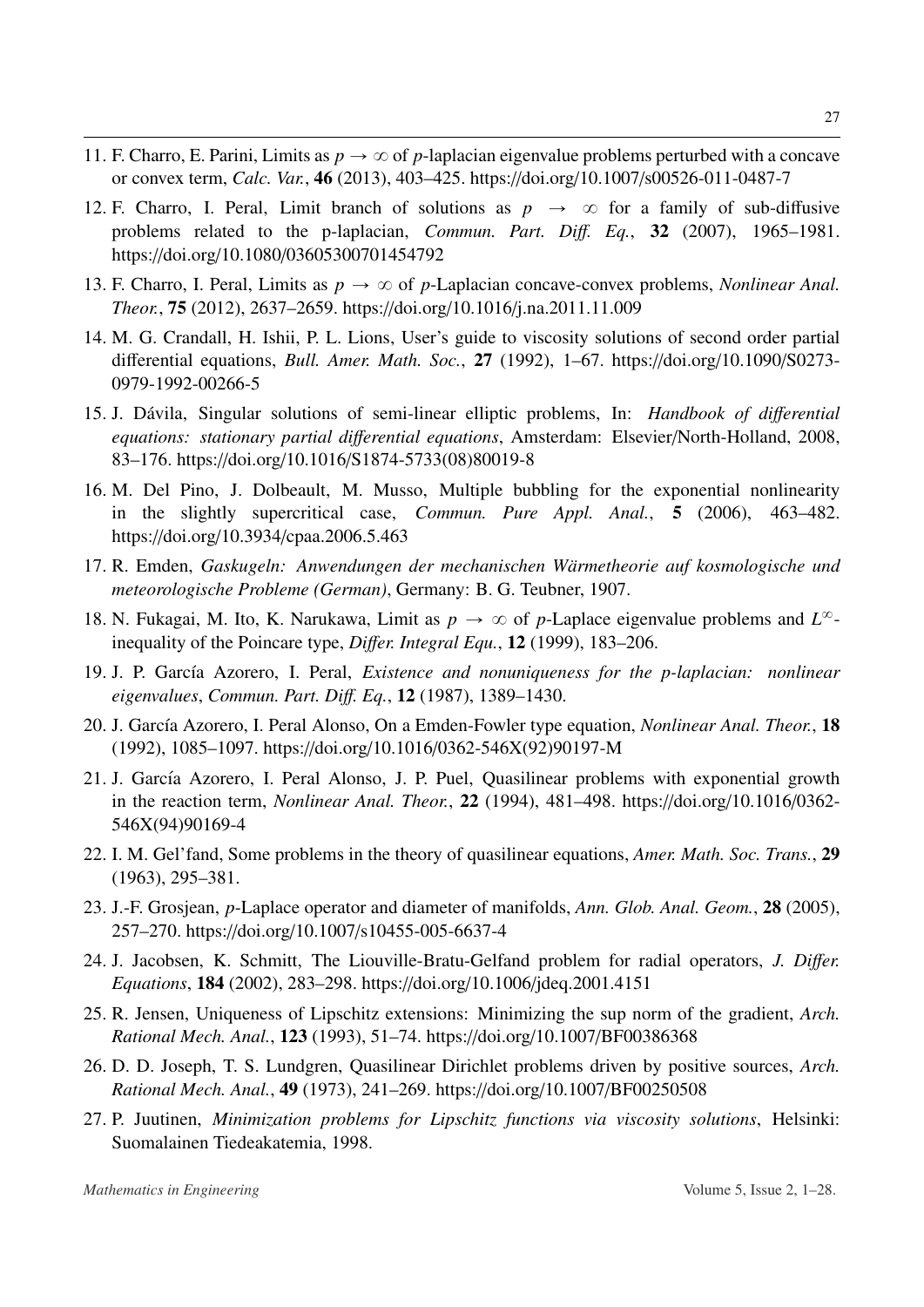11. F. Charro, E. Parini, Limits as $p \to \infty$ of $p$-laplacian eigenvalue problems perturbed with a concave or convex term, *Calc. Var.*, **46** (2013), 403–425. https://doi.org/10.1007/s00526-011-0487-7

12. F. Charro, I. Peral, Limit branch of solutions as $p \to \infty$ for a family of sub-diffusive problems related to the p-laplacian, *Commun. Part. Diff. Eq.*, **32** (2007), 1965–1981. https://doi.org/10.1080/03605300701454792

13. F. Charro, I. Peral, Limits as $p \to \infty$ of $p$-Laplacian concave-convex problems, *Nonlinear Anal. Theor.*, **75** (2012), 2637–2659. https://doi.org/10.1016/j.na.2011.11.009

14. M. G. Crandall, H. Ishii, P. L. Lions, User's guide to viscosity solutions of second order partial differential equations, *Bull. Amer. Math. Soc.*, **27** (1992), 1–67. https://doi.org/10.1090/S0273-0979-1992-00266-5

15. J. Dávila, Singular solutions of semi-linear elliptic problems, In: *Handbook of differential equations: stationary partial differential equations*, Amsterdam: Elsevier/North-Holland, 2008, 83–176. https://doi.org/10.1016/S1874-5733(08)80019-8

16. M. Del Pino, J. Dolbeault, M. Musso, Multiple bubbling for the exponential nonlinearity in the slightly supercritical case, *Commun. Pure Appl. Anal.*, **5** (2006), 463–482. https://doi.org/10.3934/cpaa.2006.5.463

17. R. Emden, *Gaskugeln: Anwendungen der mechanischen Wärmetheorie auf kosmologische und meteorologische Probleme (German)*, Germany: B. G. Teubner, 1907.

18. N. Fukagai, M. Ito, K. Narukawa, Limit as $p \to \infty$ of $p$-Laplace eigenvalue problems and $L^\infty$-inequality of the Poincare type, *Differ. Integral Equ.*, **12** (1999), 183–206.

19. J. P. García Azorero, I. Peral, *Existence and nonuniqueness for the p-laplacian: nonlinear eigenvalues*, *Commun. Part. Diff. Eq.*, **12** (1987), 1389–1430.

20. J. García Azorero, I. Peral Alonso, On a Emden-Fowler type equation, *Nonlinear Anal. Theor.*, **18** (1992), 1085–1097. https://doi.org/10.1016/0362-546X(92)90197-M

21. J. García Azorero, I. Peral Alonso, J. P. Puel, Quasilinear problems with exponential growth in the reaction term, *Nonlinear Anal. Theor.*, **22** (1994), 481–498. https://doi.org/10.1016/0362-546X(94)90169-4

22. I. M. Gel'fand, Some problems in the theory of quasilinear equations, *Amer. Math. Soc. Trans.*, **29** (1963), 295–381.

23. J.-F. Grosjean, $p$-Laplace operator and diameter of manifolds, *Ann. Glob. Anal. Geom.*, **28** (2005), 257–270. https://doi.org/10.1007/s10455-005-6637-4

24. J. Jacobsen, K. Schmitt, The Liouville-Bratu-Gelfand problem for radial operators, *J. Differ. Equations*, **184** (2002), 283–298. https://doi.org/10.1006/jdeq.2001.4151

25. R. Jensen, Uniqueness of Lipschitz extensions: Minimizing the sup norm of the gradient, *Arch. Rational Mech. Anal.*, **123** (1993), 51–74. https://doi.org/10.1007/BF00386368

26. D. D. Joseph, T. S. Lundgren, Quasilinear Dirichlet problems driven by positive sources, *Arch. Rational Mech. Anal.*, **49** (1973), 241–269. https://doi.org/10.1007/BF00250508

27. P. Juutinen, *Minimization problems for Lipschitz functions via viscosity solutions*, Helsinki: Suomalainen Tiedeakatemia, 1998.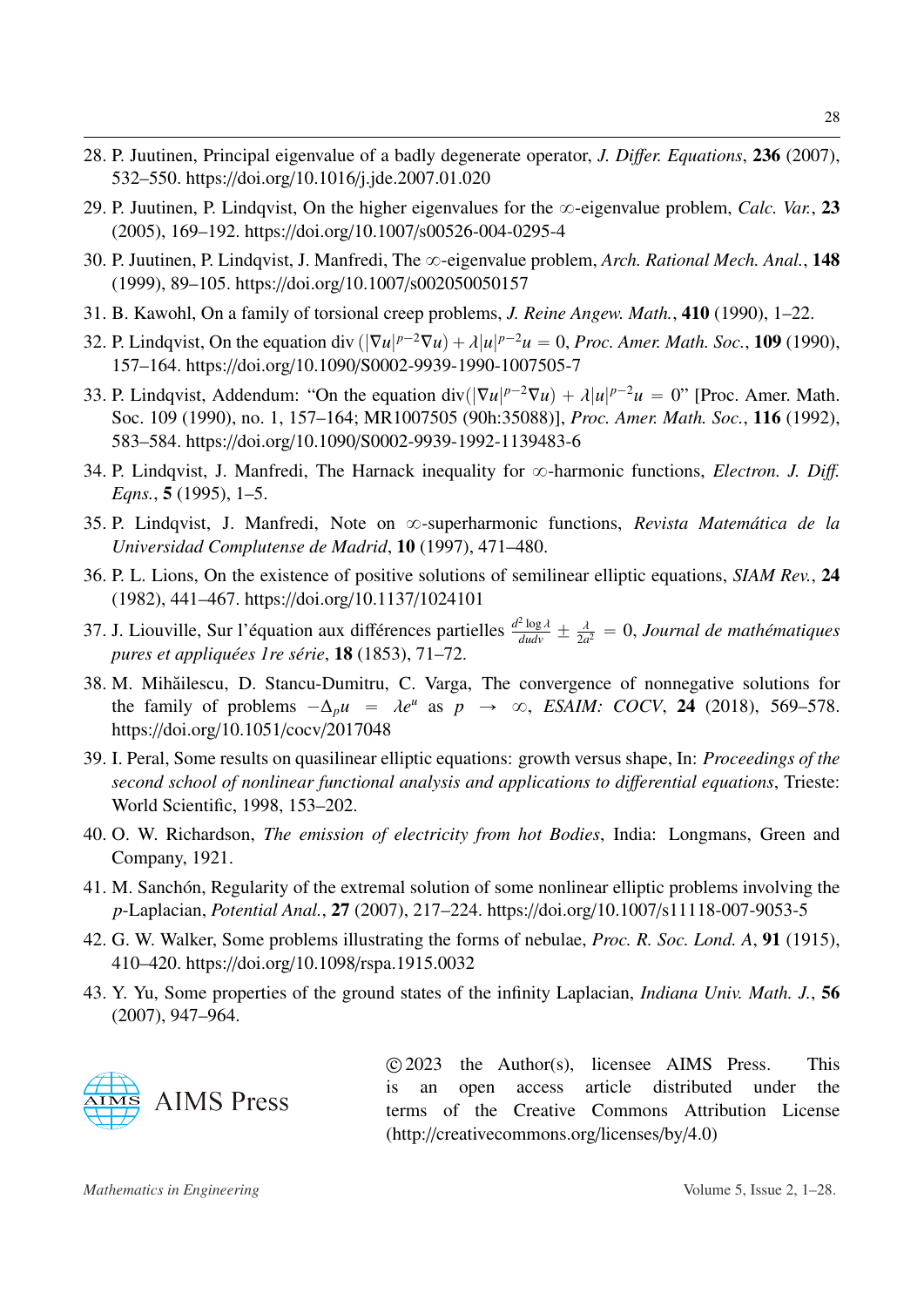28. P. Juutinen, Principal eigenvalue of a badly degenerate operator, *J. Differ. Equations*, **236** (2007), 532–550. https://doi.org/10.1016/j.jde.2007.01.020

29. P. Juutinen, P. Lindqvist, On the higher eigenvalues for the $\infty$-eigenvalue problem, *Calc. Var.*, **23** (2005), 169–192. https://doi.org/10.1007/s00526-004-0295-4

30. P. Juutinen, P. Lindqvist, J. Manfredi, The $\infty$-eigenvalue problem, *Arch. Rational Mech. Anal.*, **148** (1999), 89–105. https://doi.org/10.1007/s002050050157

31. B. Kawohl, On a family of torsional creep problems, *J. Reine Angew. Math.*, **410** (1990), 1–22.

32. P. Lindqvist, On the equation div $(|\nabla u|^{p-2}\nabla u) + \lambda |u|^{p-2}u = 0$, *Proc. Amer. Math. Soc.*, **109** (1990), 157–164. https://doi.org/10.1090/S0002-9939-1990-1007505-7

33. P. Lindqvist, Addendum: "On the equation div$(|\nabla u|^{p-2}\nabla u) + \lambda |u|^{p-2}u = 0$" [Proc. Amer. Math. Soc. 109 (1990), no. 1, 157–164; MR1007505 (90h:35088)], *Proc. Amer. Math. Soc.*, **116** (1992), 583–584. https://doi.org/10.1090/S0002-9939-1992-1139483-6

34. P. Lindqvist, J. Manfredi, The Harnack inequality for $\infty$-harmonic functions, *Electron. J. Diff. Eqns.*, **5** (1995), 1–5.

35. P. Lindqvist, J. Manfredi, Note on $\infty$-superharmonic functions, *Revista Matemática de la Universidad Complutense de Madrid*, **10** (1997), 471–480.

36. P. L. Lions, On the existence of positive solutions of semilinear elliptic equations, *SIAM Rev.*, **24** (1982), 441–467. https://doi.org/10.1137/1024101

37. J. Liouville, Sur l'équation aux différences partielles $\frac{d^2 \log \lambda}{du dv} \pm \frac{\lambda}{2a^2} = 0$, *Journal de mathématiques pures et appliquées 1re série*, **18** (1853), 71–72.

38. M. Mihăilescu, D. Stancu-Dumitru, C. Varga, The convergence of nonnegative solutions for the family of problems $-\Delta_p u = \lambda e^u$ as $p \to \infty$, *ESAIM: COCV*, **24** (2018), 569–578. https://doi.org/10.1051/cocv/2017048

39. I. Peral, Some results on quasilinear elliptic equations: growth versus shape, In: *Proceedings of the second school of nonlinear functional analysis and applications to differential equations*, Trieste: World Scientific, 1998, 153–202.

40. O. W. Richardson, *The emission of electricity from hot Bodies*, India: Longmans, Green and Company, 1921.

41. M. Sanchón, Regularity of the extremal solution of some nonlinear elliptic problems involving the $p$-Laplacian, *Potential Anal.*, **27** (2007), 217–224. https://doi.org/10.1007/s11118-007-9053-5

42. G. W. Walker, Some problems illustrating the forms of nebulae, *Proc. R. Soc. Lond. A*, **91** (1915), 410–420. https://doi.org/10.1098/rspa.1915.0032

43. Y. Yu, Some properties of the ground states of the infinity Laplacian, *Indiana Univ. Math. J.*, **56** (2007), 947–964.

AIMS Press

© 2023 the Author(s), licensee AIMS Press. This is an open access article distributed under the terms of the Creative Commons Attribution License (http://creativecommons.org/licenses/by/4.0)